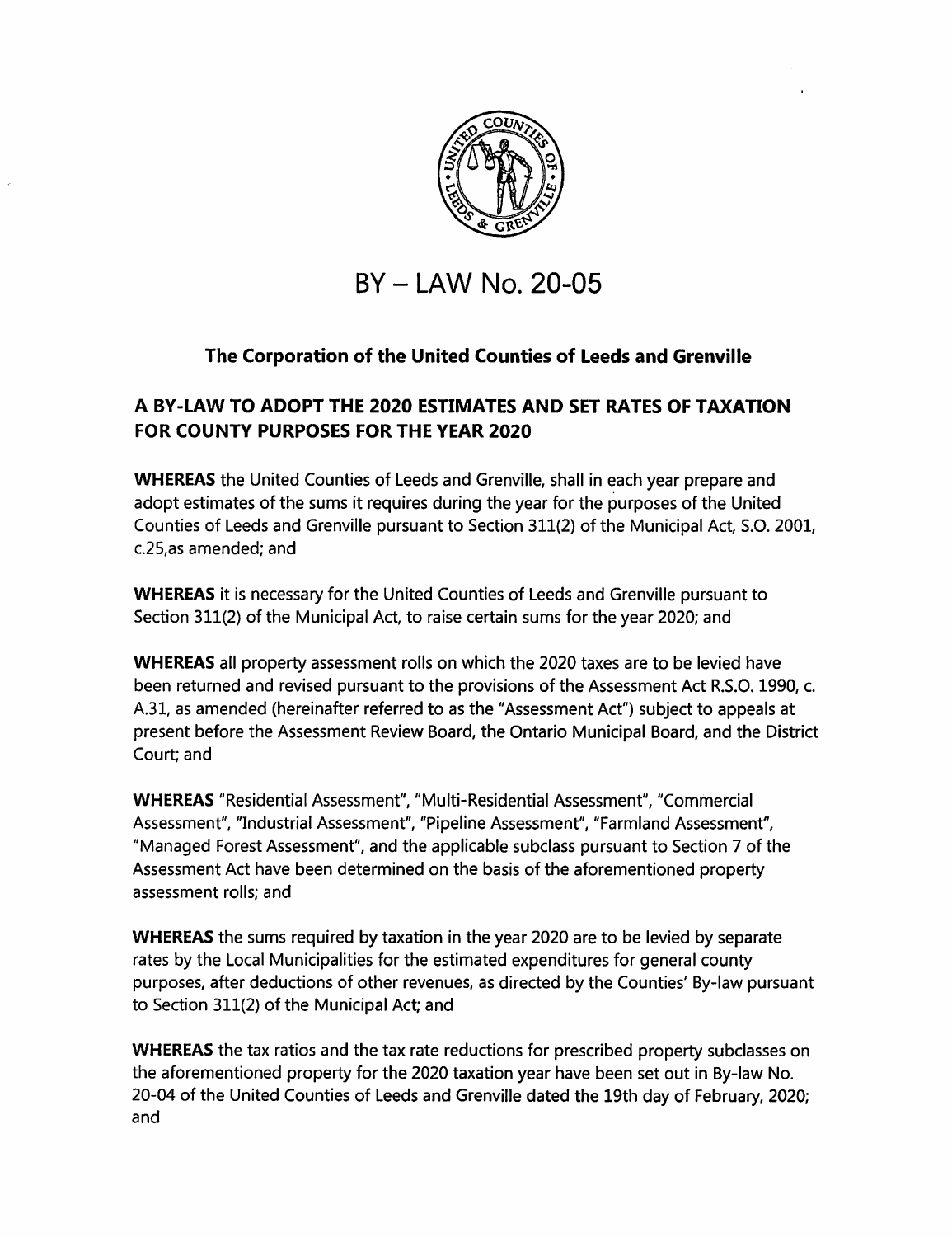# BY – LAW No. 20-05

## The Corporation of the United Counties of Leeds and Grenville

### A BY-LAW TO ADOPT THE 2020 ESTIMATES AND SET RATES OF TAXATION FOR COUNTY PURPOSES FOR THE YEAR 2020

**WHEREAS** the United Counties of Leeds and Grenville, shall in each year prepare and adopt estimates of the sums it requires during the year for the purposes of the United Counties of Leeds and Grenville pursuant to Section 311(2) of the Municipal Act, S.O. 2001, c.25,as amended; and

**WHEREAS** it is necessary for the United Counties of Leeds and Grenville pursuant to Section 311(2) of the Municipal Act, to raise certain sums for the year 2020; and

**WHEREAS** all property assessment rolls on which the 2020 taxes are to be levied have been returned and revised pursuant to the provisions of the Assessment Act R.S.O. 1990, c. A.31, as amended (hereinafter referred to as the "Assessment Act") subject to appeals at present before the Assessment Review Board, the Ontario Municipal Board, and the District Court; and

**WHEREAS** "Residential Assessment", "Multi-Residential Assessment", "Commercial Assessment", "Industrial Assessment", "Pipeline Assessment", "Farmland Assessment", "Managed Forest Assessment", and the applicable subclass pursuant to Section 7 of the Assessment Act have been determined on the basis of the aforementioned property assessment rolls; and

**WHEREAS** the sums required by taxation in the year 2020 are to be levied by separate rates by the Local Municipalities for the estimated expenditures for general county purposes, after deductions of other revenues, as directed by the Counties' By-law pursuant to Section 311(2) of the Municipal Act; and

**WHEREAS** the tax ratios and the tax rate reductions for prescribed property subclasses on the aforementioned property for the 2020 taxation year have been set out in By-law No. 20-04 of the United Counties of Leeds and Grenville dated the 19th day of February, 2020; and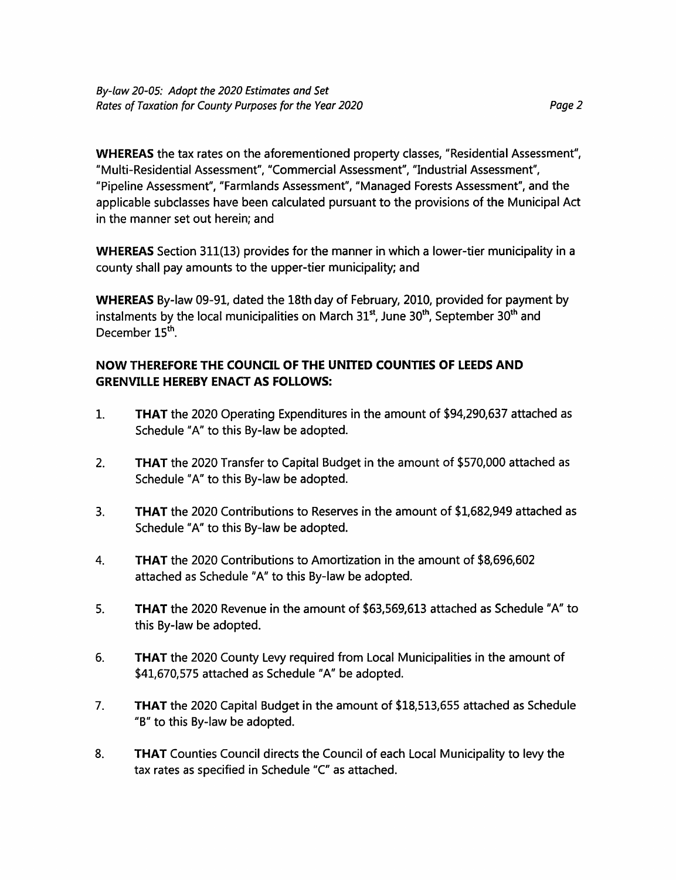**WHEREAS** the tax rates on the aforementioned property classes, "Residential Assessment", "Multi-Residential Assessment", "Commercial Assessment", "Industrial Assessment", "Pipeline Assessment", "Farmlands Assessment", "Managed Forests Assessment", and the applicable subclasses have been calculated pursuant to the provisions of the Municipal Act in the manner set out herein; and

**WHEREAS** Section 311(13) provides for the manner in which a lower-tier municipality in a county shall pay amounts to the upper-tier municipality; and

**WHEREAS** By-law 09-91, dated the 18th day of February, 2010, provided for payment by instalments by the local municipalities on March 31st, June 30th, September 30th and December 15th.

**NOW THEREFORE THE COUNCIL OF THE UNITED COUNTIES OF LEEDS AND GRENVILLE HEREBY ENACT AS FOLLOWS:**

1. **THAT** the 2020 Operating Expenditures in the amount of $94,290,637 attached as Schedule "A" to this By-law be adopted.

2. **THAT** the 2020 Transfer to Capital Budget in the amount of $570,000 attached as Schedule "A" to this By-law be adopted.

3. **THAT** the 2020 Contributions to Reserves in the amount of $1,682,949 attached as Schedule "A" to this By-law be adopted.

4. **THAT** the 2020 Contributions to Amortization in the amount of $8,696,602 attached as Schedule "A" to this By-law be adopted.

5. **THAT** the 2020 Revenue in the amount of $63,569,613 attached as Schedule "A" to this By-law be adopted.

6. **THAT** the 2020 County Levy required from Local Municipalities in the amount of $41,670,575 attached as Schedule "A" be adopted.

7. **THAT** the 2020 Capital Budget in the amount of $18,513,655 attached as Schedule "B" to this By-law be adopted.

8. **THAT** Counties Council directs the Council of each Local Municipality to levy the tax rates as specified in Schedule "C" as attached.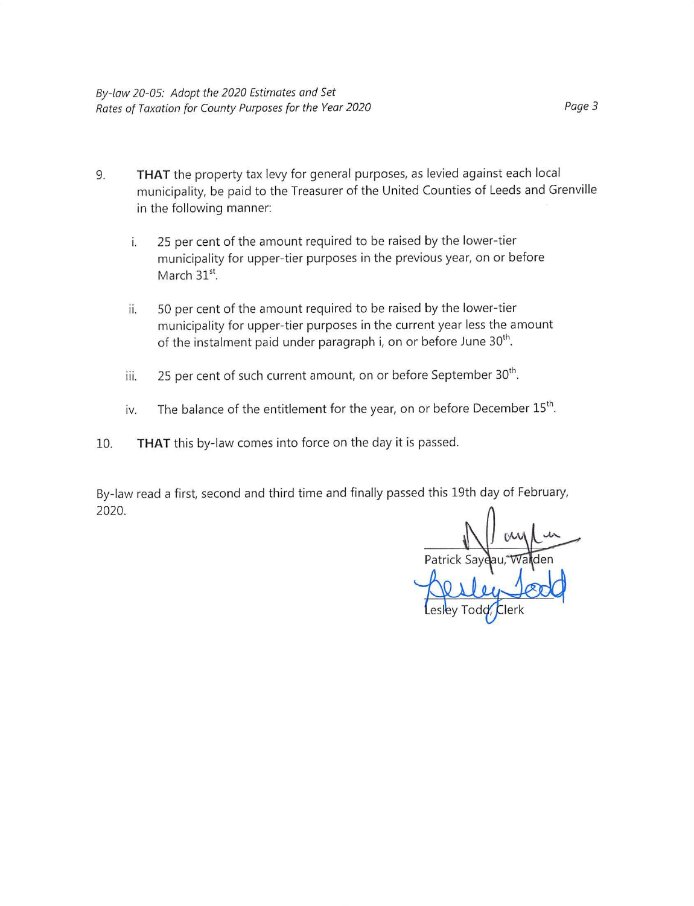9. **THAT** the property tax levy for general purposes, as levied against each local municipality, be paid to the Treasurer of the United Counties of Leeds and Grenville in the following manner:

   i. 25 per cent of the amount required to be raised by the lower-tier municipality for upper-tier purposes in the previous year, on or before March 31st.

   ii. 50 per cent of the amount required to be raised by the lower-tier municipality for upper-tier purposes in the current year less the amount of the instalment paid under paragraph i, on or before June 30th.

   iii. 25 per cent of such current amount, on or before September 30th.

   iv. The balance of the entitlement for the year, on or before December 15th.

10. **THAT** this by-law comes into force on the day it is passed.

By-law read a first, second and third time and finally passed this 19th day of February, 2020.

Patrick Sayeau, Warden

Lesley Todd, Clerk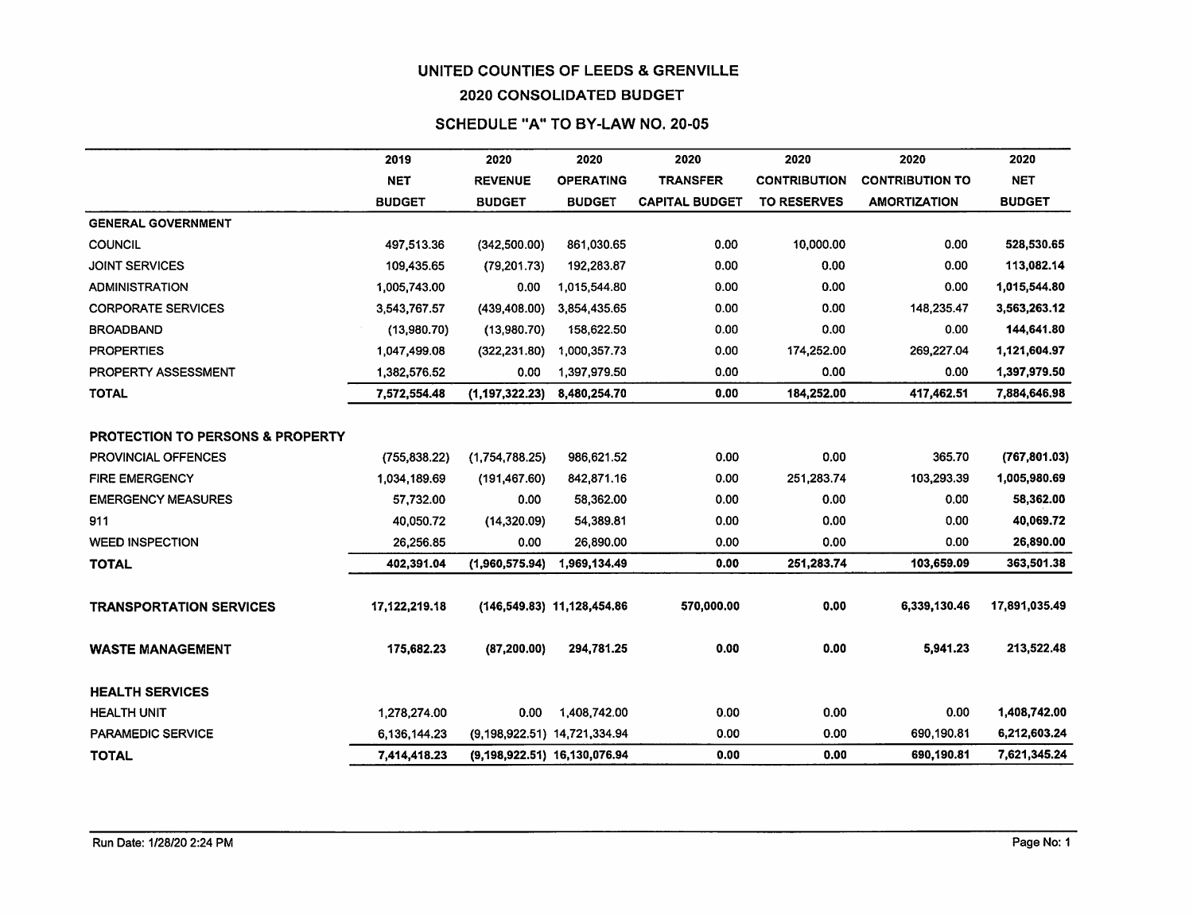# UNITED COUNTIES OF LEEDS & GRENVILLE

## 2020 CONSOLIDATED BUDGET

### SCHEDULE "A" TO BY-LAW NO. 20-05

| | 2019 NET BUDGET | 2020 REVENUE BUDGET | 2020 OPERATING BUDGET | 2020 TRANSFER CAPITAL BUDGET | 2020 CONTRIBUTION TO RESERVES | 2020 CONTRIBUTION TO AMORTIZATION | 2020 NET BUDGET |
|---|---|---|---|---|---|---|---|
| **GENERAL GOVERNMENT** | | | | | | | |
| COUNCIL | 497,513.36 | (342,500.00) | 861,030.65 | 0.00 | 10,000.00 | 0.00 | **528,530.65** |
| JOINT SERVICES | 109,435.65 | (79,201.73) | 192,283.87 | 0.00 | 0.00 | 0.00 | **113,082.14** |
| ADMINISTRATION | 1,005,743.00 | 0.00 | 1,015,544.80 | 0.00 | 0.00 | 0.00 | **1,015,544.80** |
| CORPORATE SERVICES | 3,543,767.57 | (439,408.00) | 3,854,435.65 | 0.00 | 0.00 | 148,235.47 | **3,563,263.12** |
| BROADBAND | (13,980.70) | (13,980.70) | 158,622.50 | 0.00 | 0.00 | 0.00 | **144,641.80** |
| PROPERTIES | 1,047,499.08 | (322,231.80) | 1,000,357.73 | 0.00 | 174,252.00 | 269,227.04 | **1,121,604.97** |
| PROPERTY ASSESSMENT | 1,382,576.52 | 0.00 | 1,397,979.50 | 0.00 | 0.00 | 0.00 | **1,397,979.50** |
| **TOTAL** | **7,572,554.48** | **(1,197,322.23)** | **8,480,254.70** | **0.00** | **184,252.00** | **417,462.51** | **7,884,646.98** |
| | | | | | | | |
| **PROTECTION TO PERSONS & PROPERTY** | | | | | | | |
| PROVINCIAL OFFENCES | (755,838.22) | (1,754,788.25) | 986,621.52 | 0.00 | 0.00 | 365.70 | **(767,801.03)** |
| FIRE EMERGENCY | 1,034,189.69 | (191,467.60) | 842,871.16 | 0.00 | 251,283.74 | 103,293.39 | **1,005,980.69** |
| EMERGENCY MEASURES | 57,732.00 | 0.00 | 58,362.00 | 0.00 | 0.00 | 0.00 | **58,362.00** |
| 911 | 40,050.72 | (14,320.09) | 54,389.81 | 0.00 | 0.00 | 0.00 | **40,069.72** |
| WEED INSPECTION | 26,256.85 | 0.00 | 26,890.00 | 0.00 | 0.00 | 0.00 | **26,890.00** |
| **TOTAL** | **402,391.04** | **(1,960,575.94)** | **1,969,134.49** | **0.00** | **251,283.74** | **103,659.09** | **363,501.38** |
| | | | | | | | |
| **TRANSPORTATION SERVICES** | **17,122,219.18** | **(146,549.83)** | **11,128,454.86** | **570,000.00** | **0.00** | **6,339,130.46** | **17,891,035.49** |
| | | | | | | | |
| **WASTE MANAGEMENT** | **175,682.23** | **(87,200.00)** | **294,781.25** | **0.00** | **0.00** | **5,941.23** | **213,522.48** |
| | | | | | | | |
| **HEALTH SERVICES** | | | | | | | |
| HEALTH UNIT | 1,278,274.00 | 0.00 | 1,408,742.00 | 0.00 | 0.00 | 0.00 | **1,408,742.00** |
| PARAMEDIC SERVICE | 6,136,144.23 | (9,198,922.51) | 14,721,334.94 | 0.00 | 0.00 | 690,190.81 | **6,212,603.24** |
| **TOTAL** | **7,414,418.23** | **(9,198,922.51)** | **16,130,076.94** | **0.00** | **0.00** | **690,190.81** | **7,621,345.24** |

Run Date: 1/28/20 2:24 PM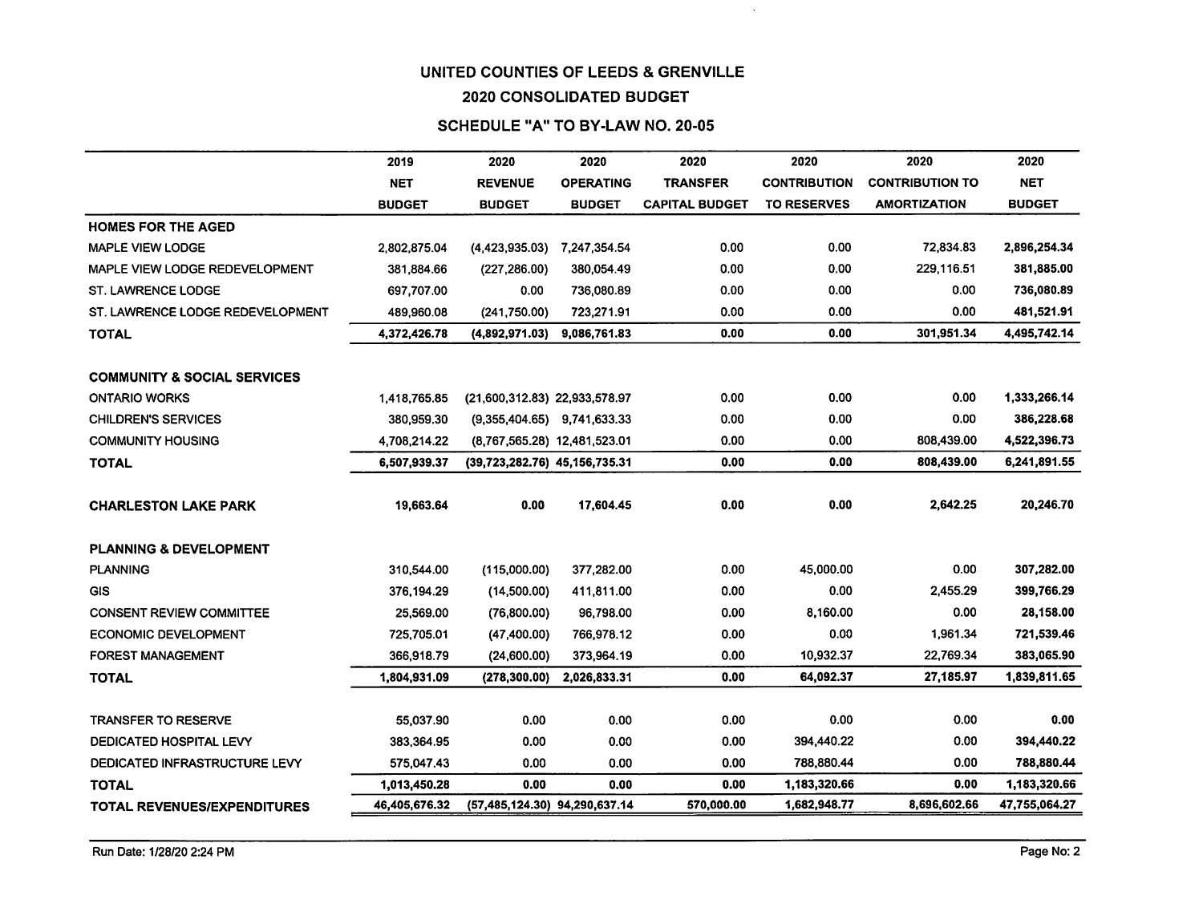# UNITED COUNTIES OF LEEDS & GRENVILLE

## 2020 CONSOLIDATED BUDGET

### SCHEDULE "A" TO BY-LAW NO. 20-05

| | 2019 NET BUDGET | 2020 REVENUE BUDGET | 2020 OPERATING BUDGET | 2020 TRANSFER CAPITAL BUDGET | 2020 CONTRIBUTION TO RESERVES | 2020 CONTRIBUTION TO AMORTIZATION | 2020 NET BUDGET |
|---|---|---|---|---|---|---|---|
| **HOMES FOR THE AGED** | | | | | | | |
| MAPLE VIEW LODGE | 2,802,875.04 | (4,423,935.03) | 7,247,354.54 | 0.00 | 0.00 | 72,834.83 | **2,896,254.34** |
| MAPLE VIEW LODGE REDEVELOPMENT | 381,884.66 | (227,286.00) | 380,054.49 | 0.00 | 0.00 | 229,116.51 | **381,885.00** |
| ST. LAWRENCE LODGE | 697,707.00 | 0.00 | 736,080.89 | 0.00 | 0.00 | 0.00 | **736,080.89** |
| ST. LAWRENCE LODGE REDEVELOPMENT | 489,960.08 | (241,750.00) | 723,271.91 | 0.00 | 0.00 | 0.00 | **481,521.91** |
| **TOTAL** | **4,372,426.78** | **(4,892,971.03)** | **9,086,761.83** | **0.00** | **0.00** | **301,951.34** | **4,495,742.14** |
| | | | | | | | |
| **COMMUNITY & SOCIAL SERVICES** | | | | | | | |
| ONTARIO WORKS | 1,418,765.85 | (21,600,312.83) | 22,933,578.97 | 0.00 | 0.00 | 0.00 | **1,333,266.14** |
| CHILDREN'S SERVICES | 380,959.30 | (9,355,404.65) | 9,741,633.33 | 0.00 | 0.00 | 0.00 | **386,228.68** |
| COMMUNITY HOUSING | 4,708,214.22 | (8,767,565.28) | 12,481,523.01 | 0.00 | 0.00 | 808,439.00 | **4,522,396.73** |
| **TOTAL** | **6,507,939.37** | **(39,723,282.76)** | **45,156,735.31** | **0.00** | **0.00** | **808,439.00** | **6,241,891.55** |
| | | | | | | | |
| **CHARLESTON LAKE PARK** | **19,663.64** | **0.00** | **17,604.45** | **0.00** | **0.00** | **2,642.25** | **20,246.70** |
| | | | | | | | |
| **PLANNING & DEVELOPMENT** | | | | | | | |
| PLANNING | 310,544.00 | (115,000.00) | 377,282.00 | 0.00 | 45,000.00 | 0.00 | **307,282.00** |
| GIS | 376,194.29 | (14,500.00) | 411,811.00 | 0.00 | 0.00 | 2,455.29 | **399,766.29** |
| CONSENT REVIEW COMMITTEE | 25,569.00 | (76,800.00) | 96,798.00 | 0.00 | 8,160.00 | 0.00 | **28,158.00** |
| ECONOMIC DEVELOPMENT | 725,705.01 | (47,400.00) | 766,978.12 | 0.00 | 0.00 | 1,961.34 | **721,539.46** |
| FOREST MANAGEMENT | 366,918.79 | (24,600.00) | 373,964.19 | 0.00 | 10,932.37 | 22,769.34 | **383,065.90** |
| **TOTAL** | **1,804,931.09** | **(278,300.00)** | **2,026,833.31** | **0.00** | **64,092.37** | **27,185.97** | **1,839,811.65** |
| | | | | | | | |
| TRANSFER TO RESERVE | 55,037.90 | 0.00 | 0.00 | 0.00 | 0.00 | 0.00 | **0.00** |
| DEDICATED HOSPITAL LEVY | 383,364.95 | 0.00 | 0.00 | 0.00 | 394,440.22 | 0.00 | **394,440.22** |
| DEDICATED INFRASTRUCTURE LEVY | 575,047.43 | 0.00 | 0.00 | 0.00 | 788,880.44 | 0.00 | **788,880.44** |
| **TOTAL** | **1,013,450.28** | **0.00** | **0.00** | **0.00** | **1,183,320.66** | **0.00** | **1,183,320.66** |
| **TOTAL REVENUES/EXPENDITURES** | **46,405,676.32** | **(57,485,124.30)** | **94,290,637.14** | **570,000.00** | **1,682,948.77** | **8,696,602.66** | **47,755,064.27** |

Run Date: 1/28/20 2:24 PM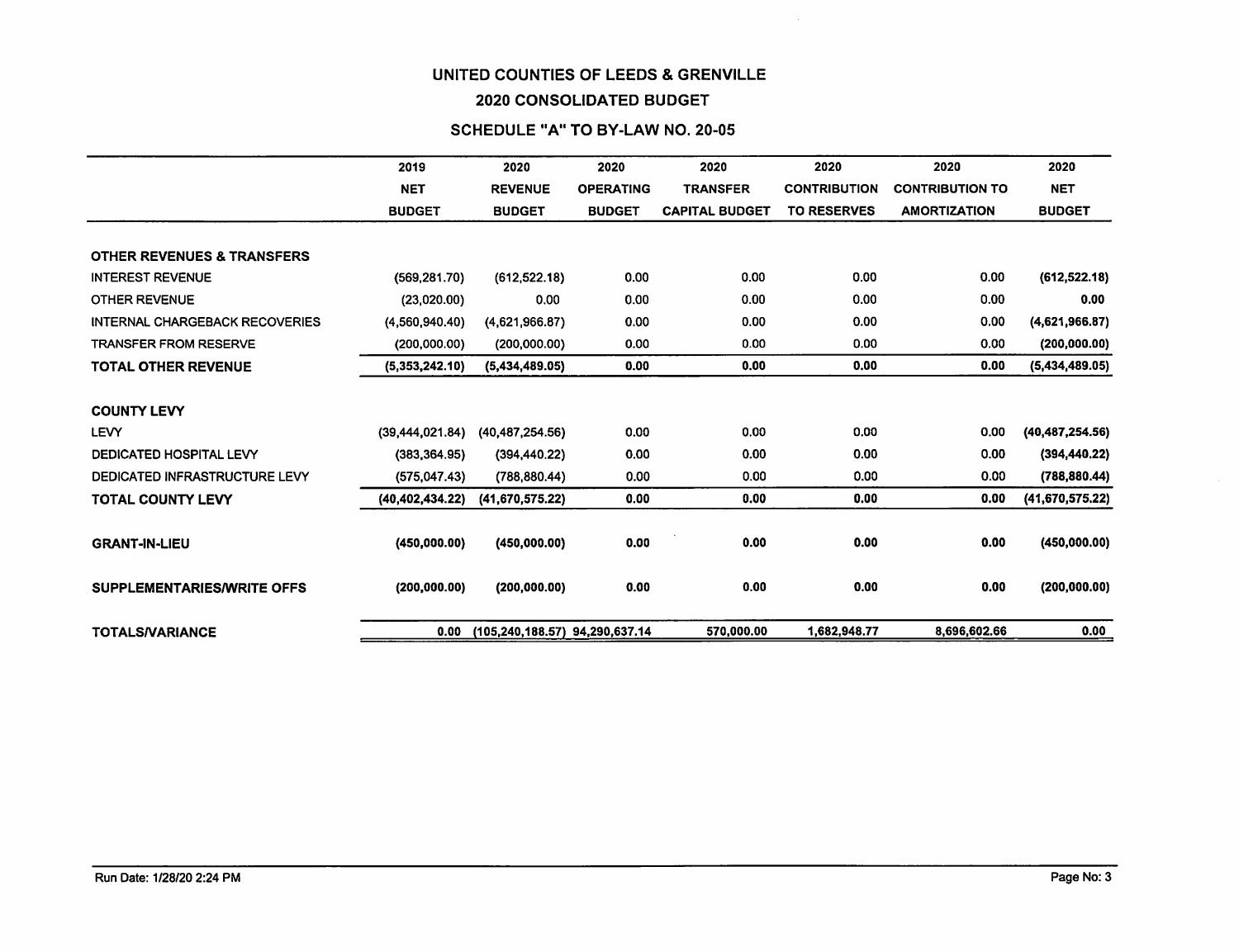# UNITED COUNTIES OF LEEDS & GRENVILLE

## 2020 CONSOLIDATED BUDGET

### SCHEDULE "A" TO BY-LAW NO. 20-05

| | 2019 NET BUDGET | 2020 REVENUE BUDGET | 2020 OPERATING BUDGET | 2020 TRANSFER CAPITAL BUDGET | 2020 CONTRIBUTION TO RESERVES | 2020 CONTRIBUTION TO AMORTIZATION | 2020 NET BUDGET |
|---|---|---|---|---|---|---|---|
| **OTHER REVENUES & TRANSFERS** | | | | | | | |
| INTEREST REVENUE | (569,281.70) | (612,522.18) | 0.00 | 0.00 | 0.00 | 0.00 | **(612,522.18)** |
| OTHER REVENUE | (23,020.00) | 0.00 | 0.00 | 0.00 | 0.00 | 0.00 | **0.00** |
| INTERNAL CHARGEBACK RECOVERIES | (4,560,940.40) | (4,621,966.87) | 0.00 | 0.00 | 0.00 | 0.00 | **(4,621,966.87)** |
| TRANSFER FROM RESERVE | (200,000.00) | (200,000.00) | 0.00 | 0.00 | 0.00 | 0.00 | **(200,000.00)** |
| **TOTAL OTHER REVENUE** | **(5,353,242.10)** | **(5,434,489.05)** | **0.00** | **0.00** | **0.00** | **0.00** | **(5,434,489.05)** |
| **COUNTY LEVY** | | | | | | | |
| LEVY | (39,444,021.84) | (40,487,254.56) | 0.00 | 0.00 | 0.00 | 0.00 | **(40,487,254.56)** |
| DEDICATED HOSPITAL LEVY | (383,364.95) | (394,440.22) | 0.00 | 0.00 | 0.00 | 0.00 | **(394,440.22)** |
| DEDICATED INFRASTRUCTURE LEVY | (575,047.43) | (788,880.44) | 0.00 | 0.00 | 0.00 | 0.00 | **(788,880.44)** |
| **TOTAL COUNTY LEVY** | **(40,402,434.22)** | **(41,670,575.22)** | **0.00** | **0.00** | **0.00** | **0.00** | **(41,670,575.22)** |
| **GRANT-IN-LIEU** | **(450,000.00)** | **(450,000.00)** | **0.00** | **0.00** | **0.00** | **0.00** | **(450,000.00)** |
| **SUPPLEMENTARIES/WRITE OFFS** | **(200,000.00)** | **(200,000.00)** | **0.00** | **0.00** | **0.00** | **0.00** | **(200,000.00)** |
| **TOTALS/VARIANCE** | **0.00** | **(105,240,188.57)** | **94,290,637.14** | **570,000.00** | **1,682,948.77** | **8,696,602.66** | **0.00** |

Run Date: 1/28/20 2:24 PM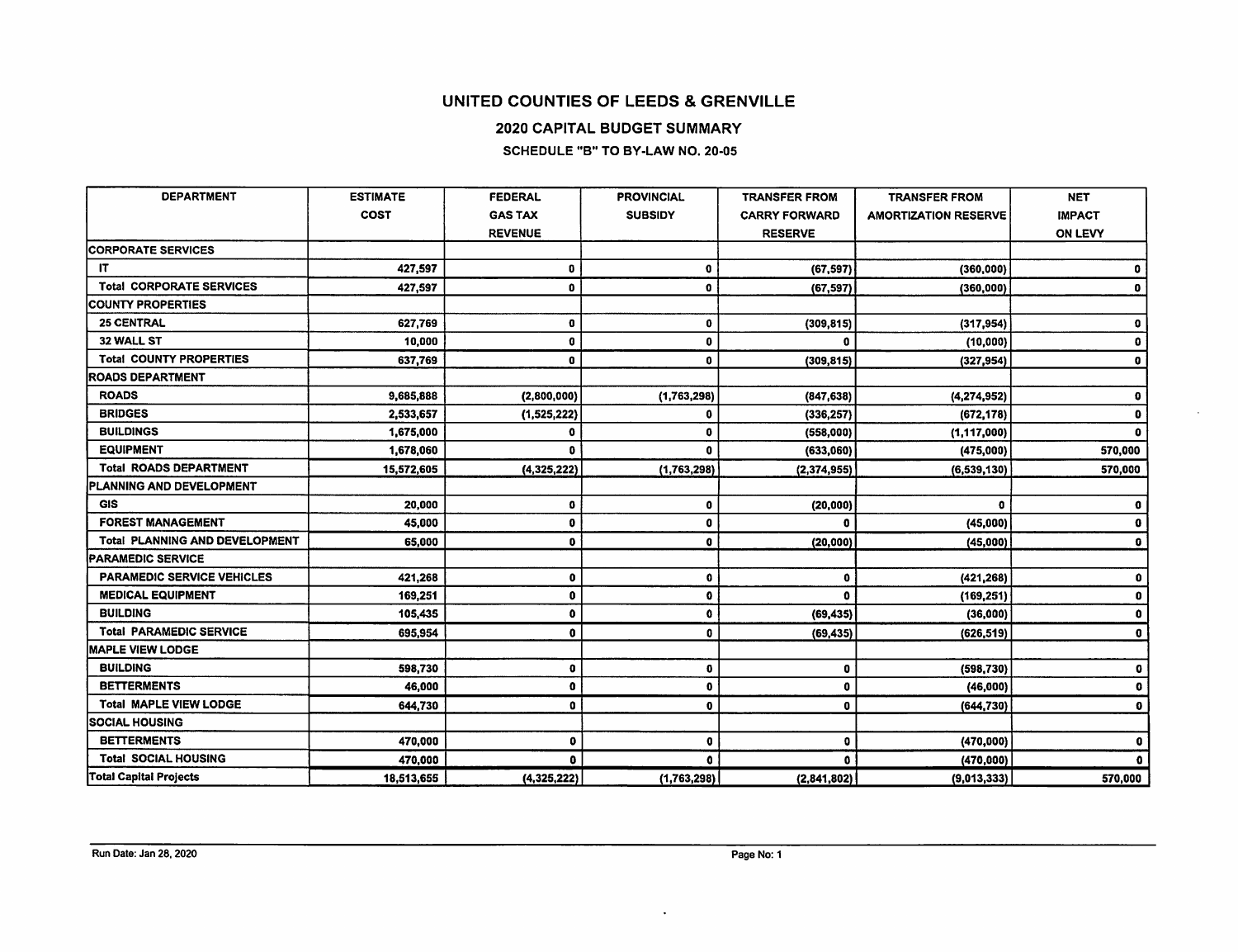# UNITED COUNTIES OF LEEDS & GRENVILLE

## 2020 CAPITAL BUDGET SUMMARY

### SCHEDULE "B" TO BY-LAW NO. 20-05

| DEPARTMENT | ESTIMATE COST | FEDERAL GAS TAX REVENUE | PROVINCIAL SUBSIDY | TRANSFER FROM CARRY FORWARD RESERVE | TRANSFER FROM AMORTIZATION RESERVE | NET IMPACT ON LEVY |
|---|---|---|---|---|---|---|
| **CORPORATE SERVICES** | | | | | | |
| IT | 427,597 | 0 | 0 | (67,597) | (360,000) | 0 |
| **Total CORPORATE SERVICES** | 427,597 | 0 | 0 | (67,597) | (360,000) | 0 |
| **COUNTY PROPERTIES** | | | | | | |
| 25 CENTRAL | 627,769 | 0 | 0 | (309,815) | (317,954) | 0 |
| 32 WALL ST | 10,000 | 0 | 0 | 0 | (10,000) | 0 |
| **Total COUNTY PROPERTIES** | 637,769 | 0 | 0 | (309,815) | (327,954) | 0 |
| **ROADS DEPARTMENT** | | | | | | |
| ROADS | 9,685,888 | (2,800,000) | (1,763,298) | (847,638) | (4,274,952) | 0 |
| BRIDGES | 2,533,657 | (1,525,222) | 0 | (336,257) | (672,178) | 0 |
| BUILDINGS | 1,675,000 | 0 | 0 | (558,000) | (1,117,000) | 0 |
| EQUIPMENT | 1,678,060 | 0 | 0 | (633,060) | (475,000) | 570,000 |
| **Total ROADS DEPARTMENT** | 15,572,605 | (4,325,222) | (1,763,298) | (2,374,955) | (6,539,130) | 570,000 |
| **PLANNING AND DEVELOPMENT** | | | | | | |
| GIS | 20,000 | 0 | 0 | (20,000) | 0 | 0 |
| FOREST MANAGEMENT | 45,000 | 0 | 0 | 0 | (45,000) | 0 |
| **Total PLANNING AND DEVELOPMENT** | 65,000 | 0 | 0 | (20,000) | (45,000) | 0 |
| **PARAMEDIC SERVICE** | | | | | | |
| PARAMEDIC SERVICE VEHICLES | 421,268 | 0 | 0 | 0 | (421,268) | 0 |
| MEDICAL EQUIPMENT | 169,251 | 0 | 0 | 0 | (169,251) | 0 |
| BUILDING | 105,435 | 0 | 0 | (69,435) | (36,000) | 0 |
| **Total PARAMEDIC SERVICE** | 695,954 | 0 | 0 | (69,435) | (626,519) | 0 |
| **MAPLE VIEW LODGE** | | | | | | |
| BUILDING | 598,730 | 0 | 0 | 0 | (598,730) | 0 |
| BETTERMENTS | 46,000 | 0 | 0 | 0 | (46,000) | 0 |
| **Total MAPLE VIEW LODGE** | 644,730 | 0 | 0 | 0 | (644,730) | 0 |
| **SOCIAL HOUSING** | | | | | | |
| BETTERMENTS | 470,000 | 0 | 0 | 0 | (470,000) | 0 |
| **Total SOCIAL HOUSING** | 470,000 | 0 | 0 | 0 | (470,000) | 0 |
| **Total Capital Projects** | 18,513,655 | (4,325,222) | (1,763,298) | (2,841,802) | (9,013,333) | 570,000 |

Run Date: Jan 28, 2020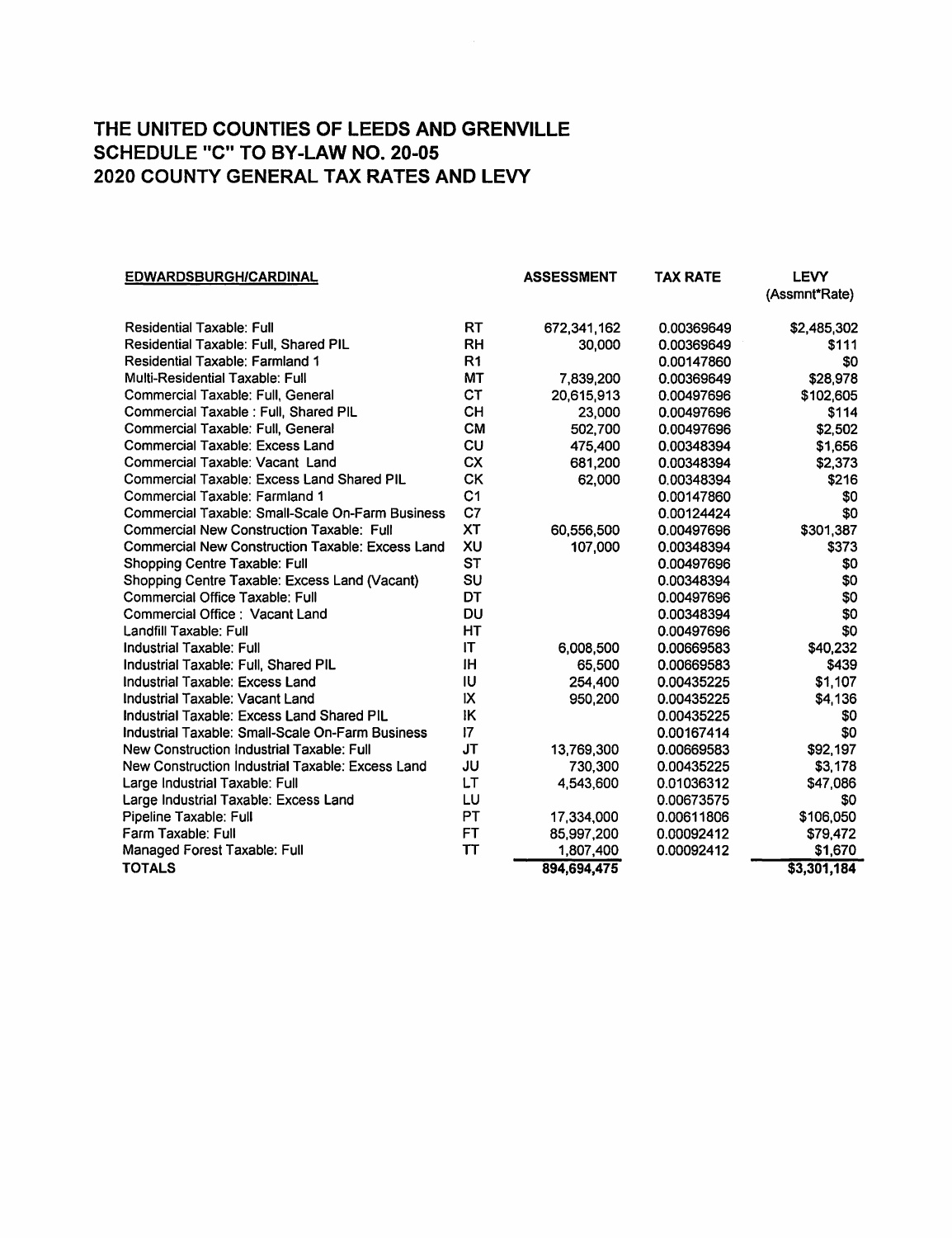# THE UNITED COUNTIES OF LEEDS AND GRENVILLE
# SCHEDULE "C" TO BY-LAW NO. 20-05
# 2020 COUNTY GENERAL TAX RATES AND LEVY

| EDWARDSBURGH/CARDINAL | | ASSESSMENT | TAX RATE | LEVY (Assmnt*Rate) |
|---|---|---|---|---|
| Residential Taxable: Full | RT | 672,341,162 | 0.00369649 | $2,485,302 |
| Residential Taxable: Full, Shared PIL | RH | 30,000 | 0.00369649 | $111 |
| Residential Taxable: Farmland 1 | R1 | | 0.00147860 | $0 |
| Multi-Residential Taxable: Full | MT | 7,839,200 | 0.00369649 | $28,978 |
| Commercial Taxable: Full, General | CT | 20,615,913 | 0.00497696 | $102,605 |
| Commercial Taxable : Full, Shared PIL | CH | 23,000 | 0.00497696 | $114 |
| Commercial Taxable: Full, General | CM | 502,700 | 0.00497696 | $2,502 |
| Commercial Taxable: Excess Land | CU | 475,400 | 0.00348394 | $1,656 |
| Commercial Taxable: Vacant Land | CX | 681,200 | 0.00348394 | $2,373 |
| Commercial Taxable: Excess Land Shared PIL | CK | 62,000 | 0.00348394 | $216 |
| Commercial Taxable: Farmland 1 | C1 | | 0.00147860 | $0 |
| Commercial Taxable: Small-Scale On-Farm Business | C7 | | 0.00124424 | $0 |
| Commercial New Construction Taxable: Full | XT | 60,556,500 | 0.00497696 | $301,387 |
| Commercial New Construction Taxable: Excess Land | XU | 107,000 | 0.00348394 | $373 |
| Shopping Centre Taxable: Full | ST | | 0.00497696 | $0 |
| Shopping Centre Taxable: Excess Land (Vacant) | SU | | 0.00348394 | $0 |
| Commercial Office Taxable: Full | DT | | 0.00497696 | $0 |
| Commercial Office : Vacant Land | DU | | 0.00348394 | $0 |
| Landfill Taxable: Full | HT | | 0.00497696 | $0 |
| Industrial Taxable: Full | IT | 6,008,500 | 0.00669583 | $40,232 |
| Industrial Taxable: Full, Shared PIL | IH | 65,500 | 0.00669583 | $439 |
| Industrial Taxable: Excess Land | IU | 254,400 | 0.00435225 | $1,107 |
| Industrial Taxable: Vacant Land | IX | 950,200 | 0.00435225 | $4,136 |
| Industrial Taxable: Excess Land Shared PIL | IK | | 0.00435225 | $0 |
| Industrial Taxable: Small-Scale On-Farm Business | I7 | | 0.00167414 | $0 |
| New Construction Industrial Taxable: Full | JT | 13,769,300 | 0.00669583 | $92,197 |
| New Construction Industrial Taxable: Excess Land | JU | 730,300 | 0.00435225 | $3,178 |
| Large Industrial Taxable: Full | LT | 4,543,600 | 0.01036312 | $47,086 |
| Large Industrial Taxable: Excess Land | LU | | 0.00673575 | $0 |
| Pipeline Taxable: Full | PT | 17,334,000 | 0.00611806 | $106,050 |
| Farm Taxable: Full | FT | 85,997,200 | 0.00092412 | $79,472 |
| Managed Forest Taxable: Full | TT | 1,807,400 | 0.00092412 | $1,670 |
| **TOTALS** | | 894,694,475 | | $3,301,184 |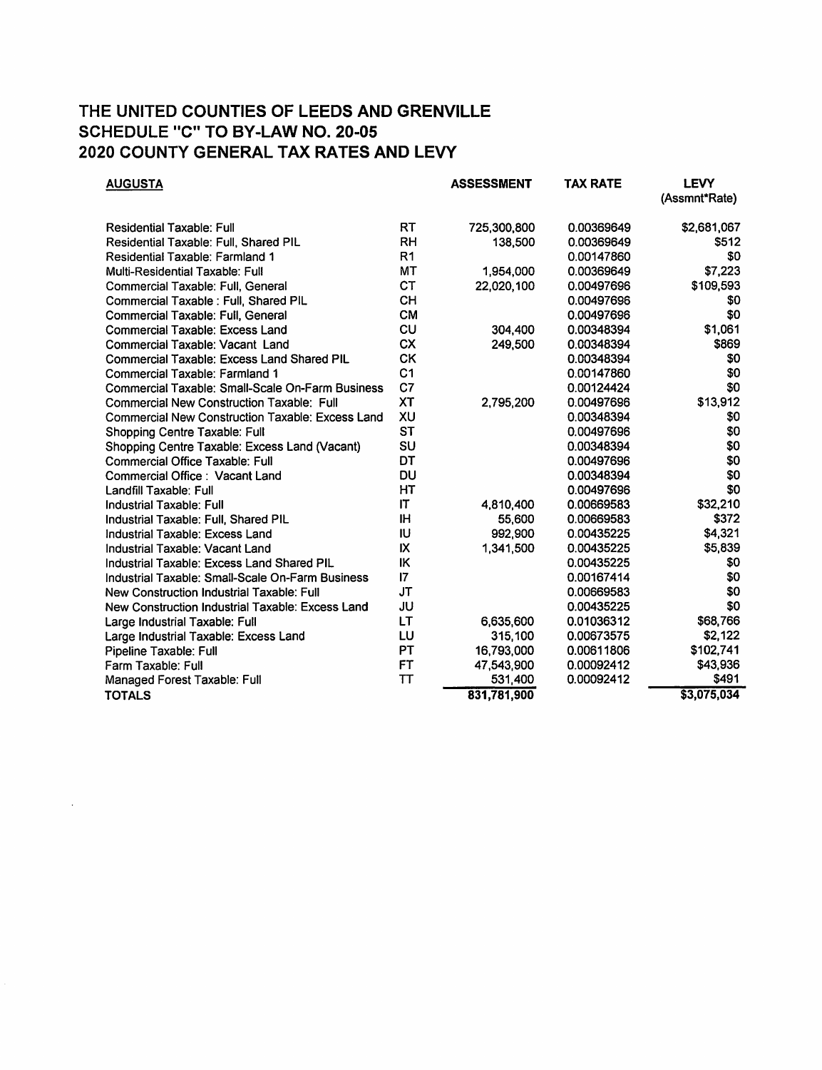# THE UNITED COUNTIES OF LEEDS AND GRENVILLE
# SCHEDULE "C" TO BY-LAW NO. 20-05
# 2020 COUNTY GENERAL TAX RATES AND LEVY

| AUGUSTA | | ASSESSMENT | TAX RATE | LEVY (Assmnt*Rate) |
|---|---|---|---|---|
| Residential Taxable: Full | RT | 725,300,800 | 0.00369649 | $2,681,067 |
| Residential Taxable: Full, Shared PIL | RH | 138,500 | 0.00369649 | $512 |
| Residential Taxable: Farmland 1 | R1 | | 0.00147860 | $0 |
| Multi-Residential Taxable: Full | MT | 1,954,000 | 0.00369649 | $7,223 |
| Commercial Taxable: Full, General | CT | 22,020,100 | 0.00497696 | $109,593 |
| Commercial Taxable : Full, Shared PIL | CH | | 0.00497696 | $0 |
| Commercial Taxable: Full, General | CM | | 0.00497696 | $0 |
| Commercial Taxable: Excess Land | CU | 304,400 | 0.00348394 | $1,061 |
| Commercial Taxable: Vacant Land | CX | 249,500 | 0.00348394 | $869 |
| Commercial Taxable: Excess Land Shared PIL | CK | | 0.00348394 | $0 |
| Commercial Taxable: Farmland 1 | C1 | | 0.00147860 | $0 |
| Commercial Taxable: Small-Scale On-Farm Business | C7 | | 0.00124424 | $0 |
| Commercial New Construction Taxable: Full | XT | 2,795,200 | 0.00497696 | $13,912 |
| Commercial New Construction Taxable: Excess Land | XU | | 0.00348394 | $0 |
| Shopping Centre Taxable: Full | ST | | 0.00497696 | $0 |
| Shopping Centre Taxable: Excess Land (Vacant) | SU | | 0.00348394 | $0 |
| Commercial Office Taxable: Full | DT | | 0.00497696 | $0 |
| Commercial Office : Vacant Land | DU | | 0.00348394 | $0 |
| Landfill Taxable: Full | HT | | 0.00497696 | $0 |
| Industrial Taxable: Full | IT | 4,810,400 | 0.00669583 | $32,210 |
| Industrial Taxable: Full, Shared PIL | IH | 55,600 | 0.00669583 | $372 |
| Industrial Taxable: Excess Land | IU | 992,900 | 0.00435225 | $4,321 |
| Industrial Taxable: Vacant Land | IX | 1,341,500 | 0.00435225 | $5,839 |
| Industrial Taxable: Excess Land Shared PIL | IK | | 0.00435225 | $0 |
| Industrial Taxable: Small-Scale On-Farm Business | I7 | | 0.00167414 | $0 |
| New Construction Industrial Taxable: Full | JT | | 0.00669583 | $0 |
| New Construction Industrial Taxable: Excess Land | JU | | 0.00435225 | $0 |
| Large Industrial Taxable: Full | LT | 6,635,600 | 0.01036312 | $68,766 |
| Large Industrial Taxable: Excess Land | LU | 315,100 | 0.00673575 | $2,122 |
| Pipeline Taxable: Full | PT | 16,793,000 | 0.00611806 | $102,741 |
| Farm Taxable: Full | FT | 47,543,900 | 0.00092412 | $43,936 |
| Managed Forest Taxable: Full | TT | 531,400 | 0.00092412 | $491 |
| **TOTALS** | | 831,781,900 | | $3,075,034 |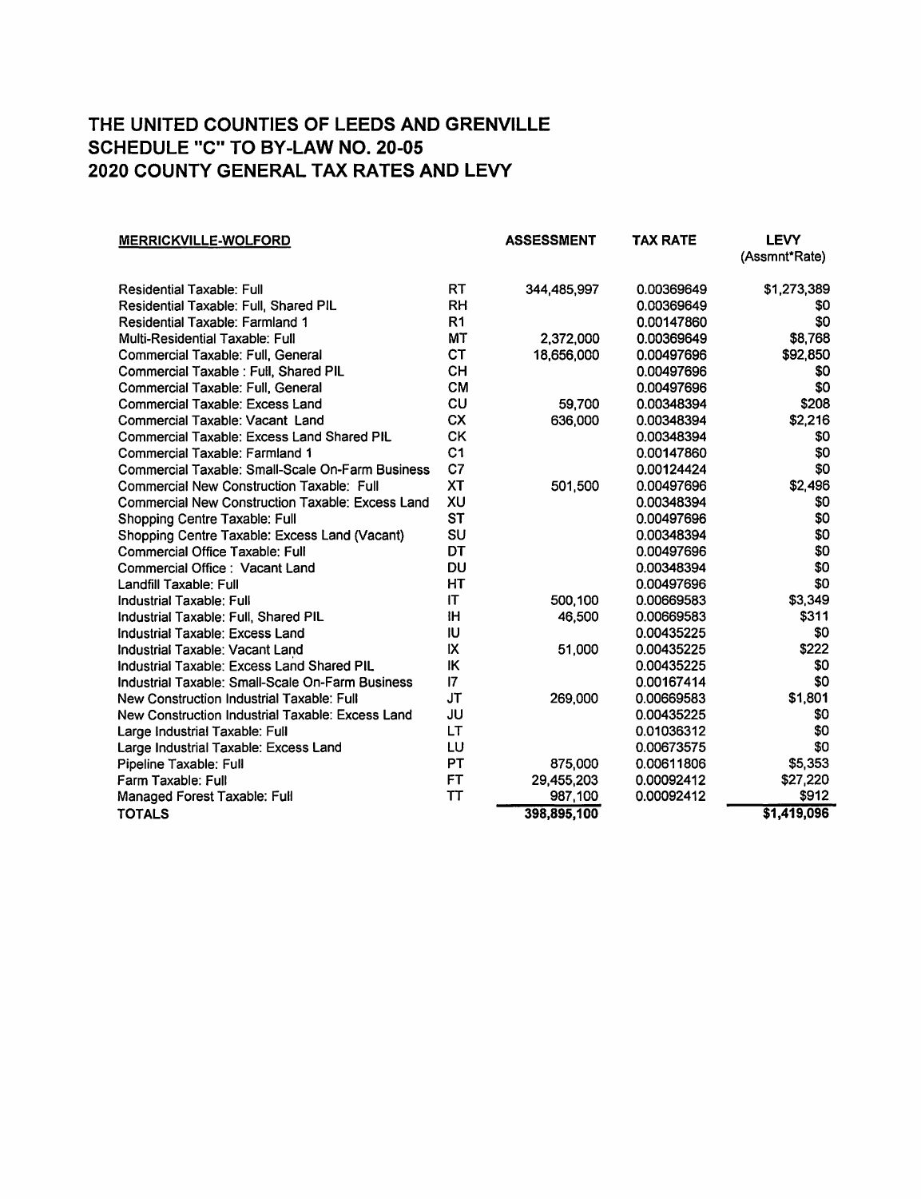# THE UNITED COUNTIES OF LEEDS AND GRENVILLE
# SCHEDULE "C" TO BY-LAW NO. 20-05
# 2020 COUNTY GENERAL TAX RATES AND LEVY

| MERRICKVILLE-WOLFORD | | ASSESSMENT | TAX RATE | LEVY (Assmnt*Rate) |
|---|---|---|---|---|
| Residential Taxable: Full | RT | 344,485,997 | 0.00369649 | $1,273,389 |
| Residential Taxable: Full, Shared PIL | RH | | 0.00369649 | $0 |
| Residential Taxable: Farmland 1 | R1 | | 0.00147860 | $0 |
| Multi-Residential Taxable: Full | MT | 2,372,000 | 0.00369649 | $8,768 |
| Commercial Taxable: Full, General | CT | 18,656,000 | 0.00497696 | $92,850 |
| Commercial Taxable : Full, Shared PIL | CH | | 0.00497696 | $0 |
| Commercial Taxable: Full, General | CM | | 0.00497696 | $0 |
| Commercial Taxable: Excess Land | CU | 59,700 | 0.00348394 | $208 |
| Commercial Taxable: Vacant Land | CX | 636,000 | 0.00348394 | $2,216 |
| Commercial Taxable: Excess Land Shared PIL | CK | | 0.00348394 | $0 |
| Commercial Taxable: Farmland 1 | C1 | | 0.00147860 | $0 |
| Commercial Taxable: Small-Scale On-Farm Business | C7 | | 0.00124424 | $0 |
| Commercial New Construction Taxable: Full | XT | 501,500 | 0.00497696 | $2,496 |
| Commercial New Construction Taxable: Excess Land | XU | | 0.00348394 | $0 |
| Shopping Centre Taxable: Full | ST | | 0.00497696 | $0 |
| Shopping Centre Taxable: Excess Land (Vacant) | SU | | 0.00348394 | $0 |
| Commercial Office Taxable: Full | DT | | 0.00497696 | $0 |
| Commercial Office : Vacant Land | DU | | 0.00348394 | $0 |
| Landfill Taxable: Full | HT | | 0.00497696 | $0 |
| Industrial Taxable: Full | IT | 500,100 | 0.00669583 | $3,349 |
| Industrial Taxable: Full, Shared PIL | IH | 46,500 | 0.00669583 | $311 |
| Industrial Taxable: Excess Land | IU | | 0.00435225 | $0 |
| Industrial Taxable: Vacant Land | IX | 51,000 | 0.00435225 | $222 |
| Industrial Taxable: Excess Land Shared PIL | IK | | 0.00435225 | $0 |
| Industrial Taxable: Small-Scale On-Farm Business | I7 | | 0.00167414 | $0 |
| New Construction Industrial Taxable: Full | JT | 269,000 | 0.00669583 | $1,801 |
| New Construction Industrial Taxable: Excess Land | JU | | 0.00435225 | $0 |
| Large Industrial Taxable: Full | LT | | 0.01036312 | $0 |
| Large Industrial Taxable: Excess Land | LU | | 0.00673575 | $0 |
| Pipeline Taxable: Full | PT | 875,000 | 0.00611806 | $5,353 |
| Farm Taxable: Full | FT | 29,455,203 | 0.00092412 | $27,220 |
| Managed Forest Taxable: Full | TT | 987,100 | 0.00092412 | $912 |
| **TOTALS** | | 398,895,100 | | $1,419,096 |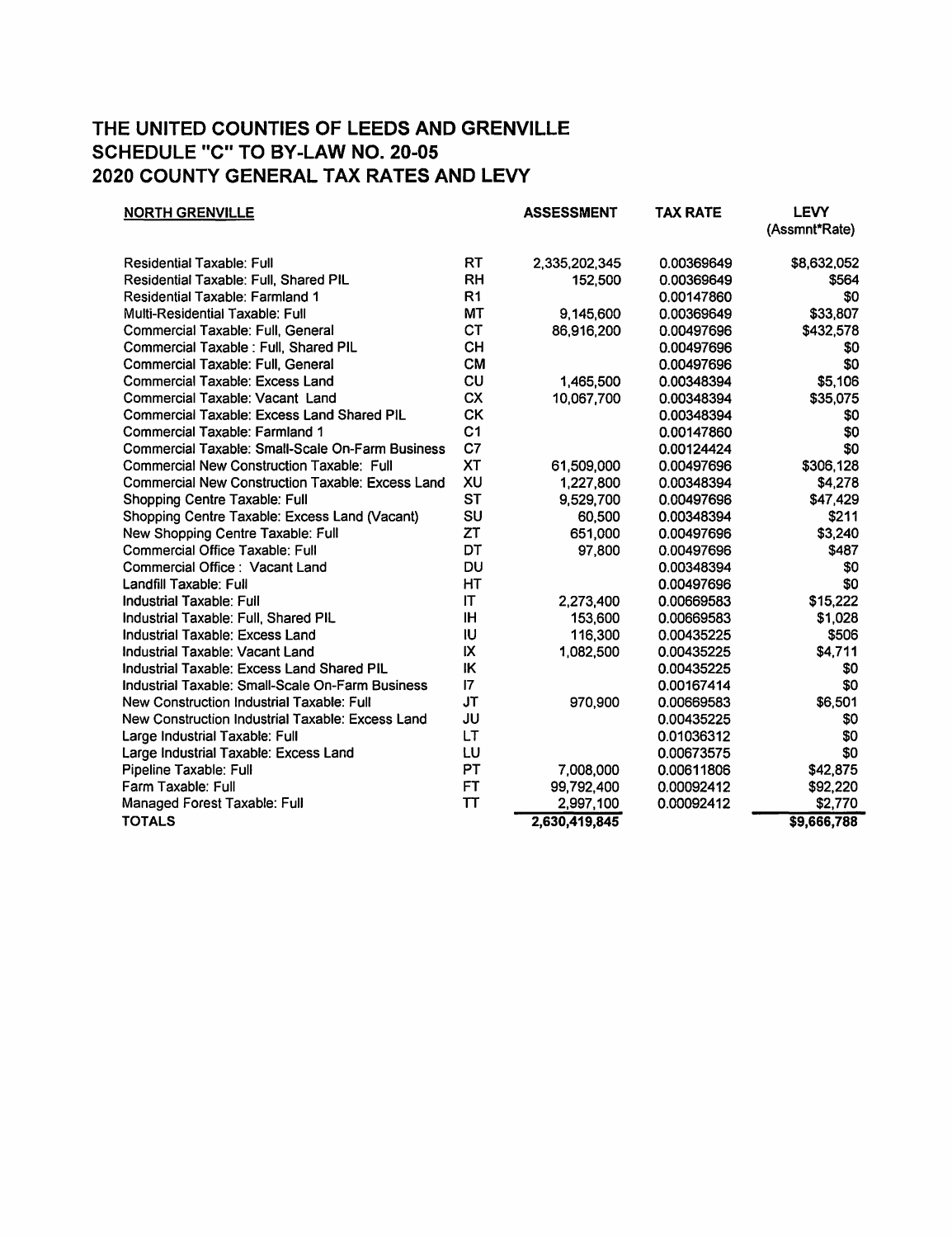# THE UNITED COUNTIES OF LEEDS AND GRENVILLE
# SCHEDULE "C" TO BY-LAW NO. 20-05
# 2020 COUNTY GENERAL TAX RATES AND LEVY

| NORTH GRENVILLE | | ASSESSMENT | TAX RATE | LEVY (Assmnt*Rate) |
|---|---|---|---|---|
| Residential Taxable: Full | RT | 2,335,202,345 | 0.00369649 | $8,632,052 |
| Residential Taxable: Full, Shared PIL | RH | 152,500 | 0.00369649 | $564 |
| Residential Taxable: Farmland 1 | R1 | | 0.00147860 | $0 |
| Multi-Residential Taxable: Full | MT | 9,145,600 | 0.00369649 | $33,807 |
| Commercial Taxable: Full, General | CT | 86,916,200 | 0.00497696 | $432,578 |
| Commercial Taxable : Full, Shared PIL | CH | | 0.00497696 | $0 |
| Commercial Taxable: Full, General | CM | | 0.00497696 | $0 |
| Commercial Taxable: Excess Land | CU | 1,465,500 | 0.00348394 | $5,106 |
| Commercial Taxable: Vacant Land | CX | 10,067,700 | 0.00348394 | $35,075 |
| Commercial Taxable: Excess Land Shared PIL | CK | | 0.00348394 | $0 |
| Commercial Taxable: Farmland 1 | C1 | | 0.00147860 | $0 |
| Commercial Taxable: Small-Scale On-Farm Business | C7 | | 0.00124424 | $0 |
| Commercial New Construction Taxable: Full | XT | 61,509,000 | 0.00497696 | $306,128 |
| Commercial New Construction Taxable: Excess Land | XU | 1,227,800 | 0.00348394 | $4,278 |
| Shopping Centre Taxable: Full | ST | 9,529,700 | 0.00497696 | $47,429 |
| Shopping Centre Taxable: Excess Land (Vacant) | SU | 60,500 | 0.00348394 | $211 |
| New Shopping Centre Taxable: Full | ZT | 651,000 | 0.00497696 | $3,240 |
| Commercial Office Taxable: Full | DT | 97,800 | 0.00497696 | $487 |
| Commercial Office : Vacant Land | DU | | 0.00348394 | $0 |
| Landfill Taxable: Full | HT | | 0.00497696 | $0 |
| Industrial Taxable: Full | IT | 2,273,400 | 0.00669583 | $15,222 |
| Industrial Taxable: Full, Shared PIL | IH | 153,600 | 0.00669583 | $1,028 |
| Industrial Taxable: Excess Land | IU | 116,300 | 0.00435225 | $506 |
| Industrial Taxable: Vacant Land | IX | 1,082,500 | 0.00435225 | $4,711 |
| Industrial Taxable: Excess Land Shared PIL | IK | | 0.00435225 | $0 |
| Industrial Taxable: Small-Scale On-Farm Business | I7 | | 0.00167414 | $0 |
| New Construction Industrial Taxable: Full | JT | 970,900 | 0.00669583 | $6,501 |
| New Construction Industrial Taxable: Excess Land | JU | | 0.00435225 | $0 |
| Large Industrial Taxable: Full | LT | | 0.01036312 | $0 |
| Large Industrial Taxable: Excess Land | LU | | 0.00673575 | $0 |
| Pipeline Taxable: Full | PT | 7,008,000 | 0.00611806 | $42,875 |
| Farm Taxable: Full | FT | 99,792,400 | 0.00092412 | $92,220 |
| Managed Forest Taxable: Full | TT | 2,997,100 | 0.00092412 | $2,770 |
| **TOTALS** | | **2,630,419,845** | | **$9,666,788** |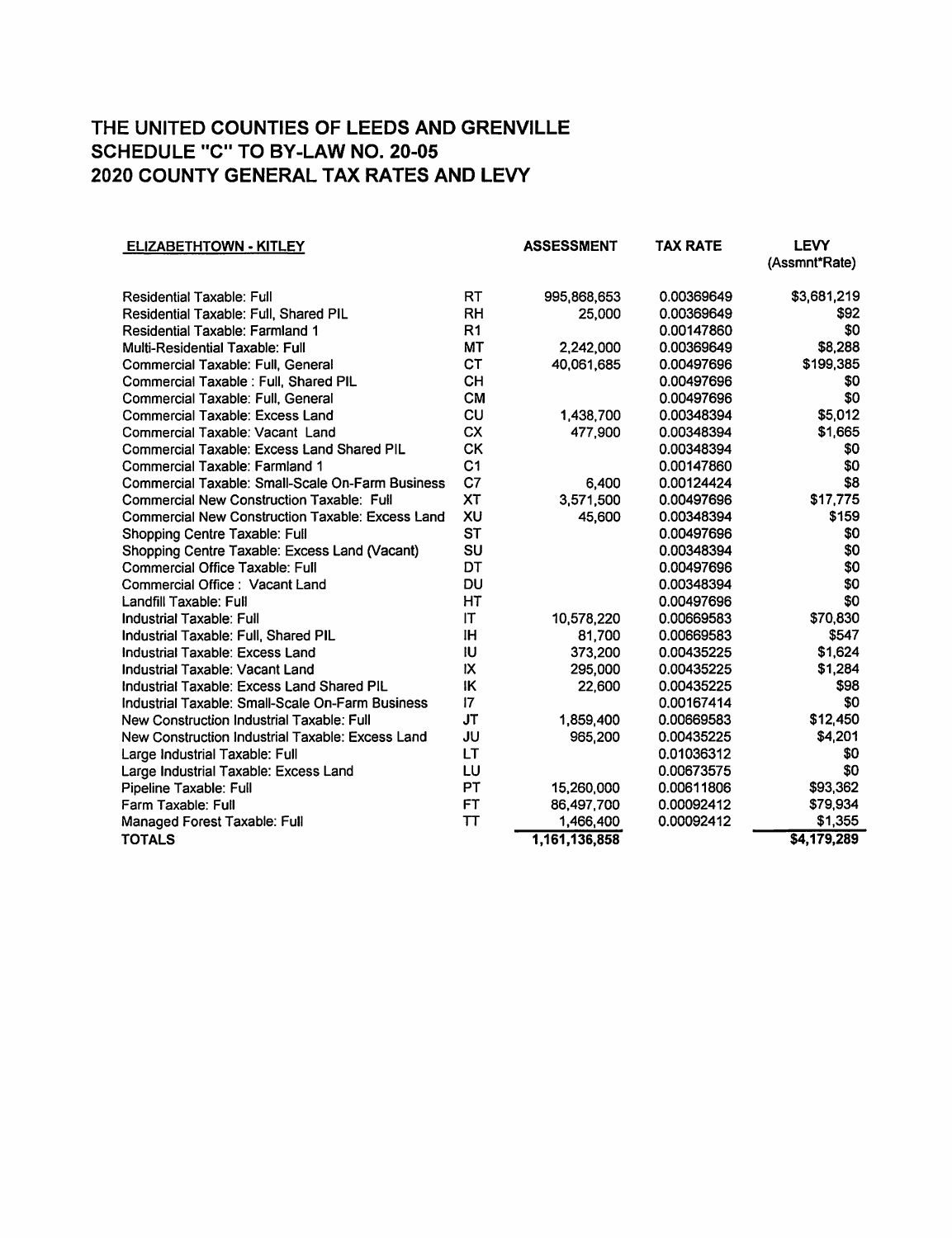# THE UNITED COUNTIES OF LEEDS AND GRENVILLE
# SCHEDULE "C" TO BY-LAW NO. 20-05
# 2020 COUNTY GENERAL TAX RATES AND LEVY

| ELIZABETHTOWN - KITLEY | | ASSESSMENT | TAX RATE | LEVY (Assmnt*Rate) |
|---|---|---|---|---|
| Residential Taxable: Full | RT | 995,868,653 | 0.00369649 | $3,681,219 |
| Residential Taxable: Full, Shared PIL | RH | 25,000 | 0.00369649 | $92 |
| Residential Taxable: Farmland 1 | R1 | | 0.00147860 | $0 |
| Multi-Residential Taxable: Full | MT | 2,242,000 | 0.00369649 | $8,288 |
| Commercial Taxable: Full, General | CT | 40,061,685 | 0.00497696 | $199,385 |
| Commercial Taxable : Full, Shared PIL | CH | | 0.00497696 | $0 |
| Commercial Taxable: Full, General | CM | | 0.00497696 | $0 |
| Commercial Taxable: Excess Land | CU | 1,438,700 | 0.00348394 | $5,012 |
| Commercial Taxable: Vacant Land | CX | 477,900 | 0.00348394 | $1,665 |
| Commercial Taxable: Excess Land Shared PIL | CK | | 0.00348394 | $0 |
| Commercial Taxable: Farmland 1 | C1 | | 0.00147860 | $0 |
| Commercial Taxable: Small-Scale On-Farm Business | C7 | 6,400 | 0.00124424 | $8 |
| Commercial New Construction Taxable: Full | XT | 3,571,500 | 0.00497696 | $17,775 |
| Commercial New Construction Taxable: Excess Land | XU | 45,600 | 0.00348394 | $159 |
| Shopping Centre Taxable: Full | ST | | 0.00497696 | $0 |
| Shopping Centre Taxable: Excess Land (Vacant) | SU | | 0.00348394 | $0 |
| Commercial Office Taxable: Full | DT | | 0.00497696 | $0 |
| Commercial Office : Vacant Land | DU | | 0.00348394 | $0 |
| Landfill Taxable: Full | HT | | 0.00497696 | $0 |
| Industrial Taxable: Full | IT | 10,578,220 | 0.00669583 | $70,830 |
| Industrial Taxable: Full, Shared PIL | IH | 81,700 | 0.00669583 | $547 |
| Industrial Taxable: Excess Land | IU | 373,200 | 0.00435225 | $1,624 |
| Industrial Taxable: Vacant Land | IX | 295,000 | 0.00435225 | $1,284 |
| Industrial Taxable: Excess Land Shared PIL | IK | 22,600 | 0.00435225 | $98 |
| Industrial Taxable: Small-Scale On-Farm Business | I7 | | 0.00167414 | $0 |
| New Construction Industrial Taxable: Full | JT | 1,859,400 | 0.00669583 | $12,450 |
| New Construction Industrial Taxable: Excess Land | JU | 965,200 | 0.00435225 | $4,201 |
| Large Industrial Taxable: Full | LT | | 0.01036312 | $0 |
| Large Industrial Taxable: Excess Land | LU | | 0.00673575 | $0 |
| Pipeline Taxable: Full | PT | 15,260,000 | 0.00611806 | $93,362 |
| Farm Taxable: Full | FT | 86,497,700 | 0.00092412 | $79,934 |
| Managed Forest Taxable: Full | TT | 1,466,400 | 0.00092412 | $1,355 |
| **TOTALS** | | **1,161,136,858** | | **$4,179,289** |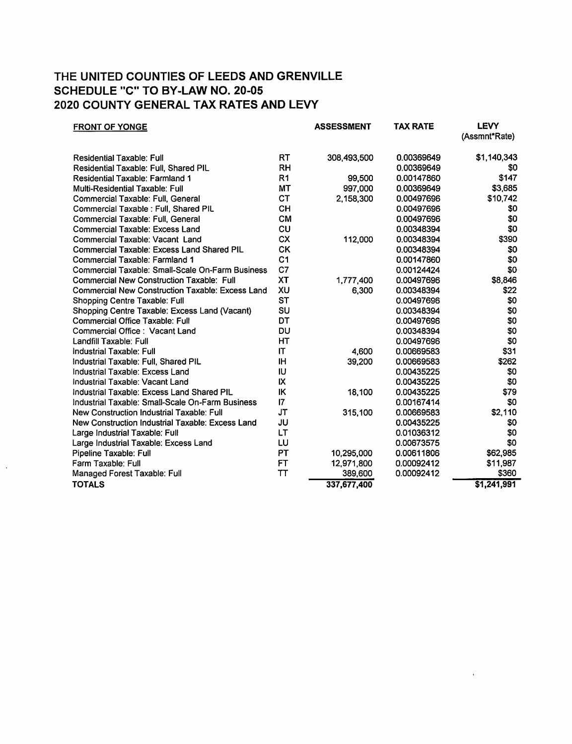# THE UNITED COUNTIES OF LEEDS AND GRENVILLE
## SCHEDULE "C" TO BY-LAW NO. 20-05
## 2020 COUNTY GENERAL TAX RATES AND LEVY

| FRONT OF YONGE | | ASSESSMENT | TAX RATE | LEVY (Assmnt*Rate) |
|---|---|---|---|---|
| Residential Taxable: Full | RT | 308,493,500 | 0.00369649 | $1,140,343 |
| Residential Taxable: Full, Shared PIL | RH | | 0.00369649 | $0 |
| Residential Taxable: Farmland 1 | R1 | 99,500 | 0.00147860 | $147 |
| Multi-Residential Taxable: Full | MT | 997,000 | 0.00369649 | $3,685 |
| Commercial Taxable: Full, General | CT | 2,158,300 | 0.00497696 | $10,742 |
| Commercial Taxable : Full, Shared PIL | CH | | 0.00497696 | $0 |
| Commercial Taxable: Full, General | CM | | 0.00497696 | $0 |
| Commercial Taxable: Excess Land | CU | | 0.00348394 | $0 |
| Commercial Taxable: Vacant Land | CX | 112,000 | 0.00348394 | $390 |
| Commercial Taxable: Excess Land Shared PIL | CK | | 0.00348394 | $0 |
| Commercial Taxable: Farmland 1 | C1 | | 0.00147860 | $0 |
| Commercial Taxable: Small-Scale On-Farm Business | C7 | | 0.00124424 | $0 |
| Commercial New Construction Taxable: Full | XT | 1,777,400 | 0.00497696 | $8,846 |
| Commercial New Construction Taxable: Excess Land | XU | 6,300 | 0.00348394 | $22 |
| Shopping Centre Taxable: Full | ST | | 0.00497696 | $0 |
| Shopping Centre Taxable: Excess Land (Vacant) | SU | | 0.00348394 | $0 |
| Commercial Office Taxable: Full | DT | | 0.00497696 | $0 |
| Commercial Office : Vacant Land | DU | | 0.00348394 | $0 |
| Landfill Taxable: Full | HT | | 0.00497696 | $0 |
| Industrial Taxable: Full | IT | 4,600 | 0.00669583 | $31 |
| Industrial Taxable: Full, Shared PIL | IH | 39,200 | 0.00669583 | $262 |
| Industrial Taxable: Excess Land | IU | | 0.00435225 | $0 |
| Industrial Taxable: Vacant Land | IX | | 0.00435225 | $0 |
| Industrial Taxable: Excess Land Shared PIL | IK | 18,100 | 0.00435225 | $79 |
| Industrial Taxable: Small-Scale On-Farm Business | I7 | | 0.00167414 | $0 |
| New Construction Industrial Taxable: Full | JT | 315,100 | 0.00669583 | $2,110 |
| New Construction Industrial Taxable: Excess Land | JU | | 0.00435225 | $0 |
| Large Industrial Taxable: Full | LT | | 0.01036312 | $0 |
| Large Industrial Taxable: Excess Land | LU | | 0.00673575 | $0 |
| Pipeline Taxable: Full | PT | 10,295,000 | 0.00611806 | $62,985 |
| Farm Taxable: Full | FT | 12,971,800 | 0.00092412 | $11,987 |
| Managed Forest Taxable: Full | TT | 389,600 | 0.00092412 | $360 |
| **TOTALS** | | 337,677,400 | | $1,241,991 |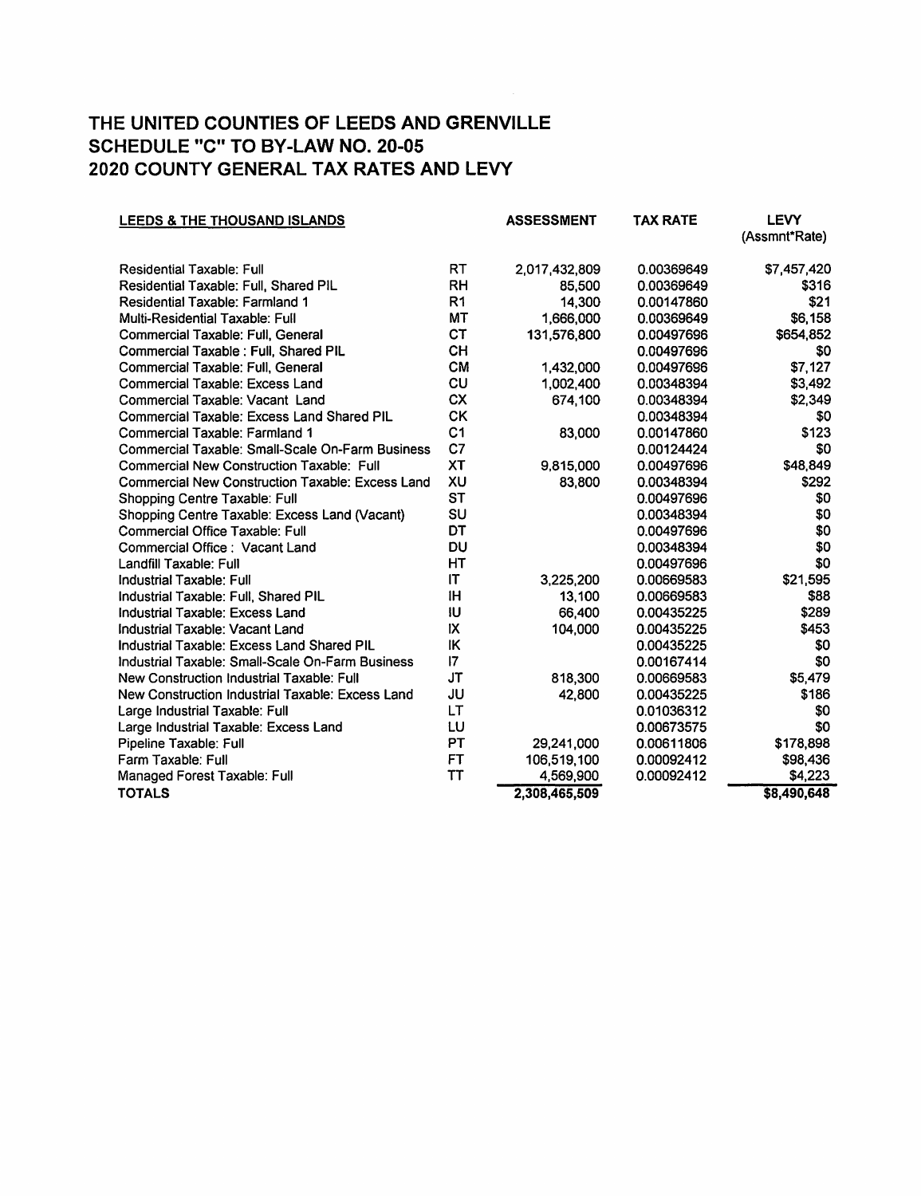# THE UNITED COUNTIES OF LEEDS AND GRENVILLE
# SCHEDULE "C" TO BY-LAW NO. 20-05
# 2020 COUNTY GENERAL TAX RATES AND LEVY

| LEEDS & THE THOUSAND ISLANDS | | ASSESSMENT | TAX RATE | LEVY (Assmnt*Rate) |
|---|---|---|---|---|
| Residential Taxable: Full | RT | 2,017,432,809 | 0.00369649 | $7,457,420 |
| Residential Taxable: Full, Shared PIL | RH | 85,500 | 0.00369649 | $316 |
| Residential Taxable: Farmland 1 | R1 | 14,300 | 0.00147860 | $21 |
| Multi-Residential Taxable: Full | MT | 1,666,000 | 0.00369649 | $6,158 |
| Commercial Taxable: Full, General | CT | 131,576,800 | 0.00497696 | $654,852 |
| Commercial Taxable : Full, Shared PIL | CH | | 0.00497696 | $0 |
| Commercial Taxable: Full, General | CM | 1,432,000 | 0.00497696 | $7,127 |
| Commercial Taxable: Excess Land | CU | 1,002,400 | 0.00348394 | $3,492 |
| Commercial Taxable: Vacant Land | CX | 674,100 | 0.00348394 | $2,349 |
| Commercial Taxable: Excess Land Shared PIL | CK | | 0.00348394 | $0 |
| Commercial Taxable: Farmland 1 | C1 | 83,000 | 0.00147860 | $123 |
| Commercial Taxable: Small-Scale On-Farm Business | C7 | | 0.00124424 | $0 |
| Commercial New Construction Taxable: Full | XT | 9,815,000 | 0.00497696 | $48,849 |
| Commercial New Construction Taxable: Excess Land | XU | 83,800 | 0.00348394 | $292 |
| Shopping Centre Taxable: Full | ST | | 0.00497696 | $0 |
| Shopping Centre Taxable: Excess Land (Vacant) | SU | | 0.00348394 | $0 |
| Commercial Office Taxable: Full | DT | | 0.00497696 | $0 |
| Commercial Office : Vacant Land | DU | | 0.00348394 | $0 |
| Landfill Taxable: Full | HT | | 0.00497696 | $0 |
| Industrial Taxable: Full | IT | 3,225,200 | 0.00669583 | $21,595 |
| Industrial Taxable: Full, Shared PIL | IH | 13,100 | 0.00669583 | $88 |
| Industrial Taxable: Excess Land | IU | 66,400 | 0.00435225 | $289 |
| Industrial Taxable: Vacant Land | IX | 104,000 | 0.00435225 | $453 |
| Industrial Taxable: Excess Land Shared PIL | IK | | 0.00435225 | $0 |
| Industrial Taxable: Small-Scale On-Farm Business | I7 | | 0.00167414 | $0 |
| New Construction Industrial Taxable: Full | JT | 818,300 | 0.00669583 | $5,479 |
| New Construction Industrial Taxable: Excess Land | JU | 42,800 | 0.00435225 | $186 |
| Large Industrial Taxable: Full | LT | | 0.01036312 | $0 |
| Large Industrial Taxable: Excess Land | LU | | 0.00673575 | $0 |
| Pipeline Taxable: Full | PT | 29,241,000 | 0.00611806 | $178,898 |
| Farm Taxable: Full | FT | 106,519,100 | 0.00092412 | $98,436 |
| Managed Forest Taxable: Full | TT | 4,569,900 | 0.00092412 | $4,223 |
| **TOTALS** | | **2,308,465,509** | | **$8,490,648** |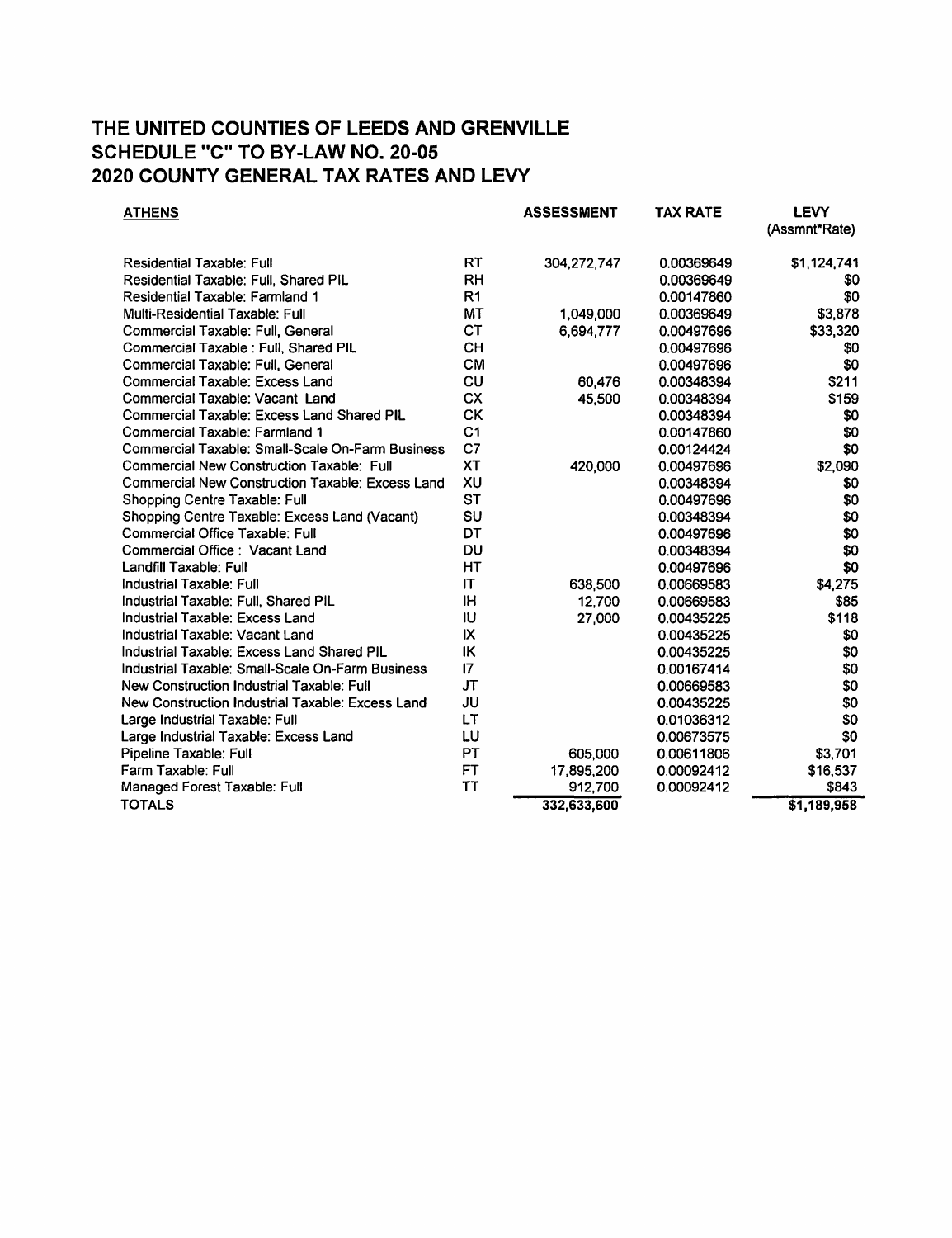# THE UNITED COUNTIES OF LEEDS AND GRENVILLE
# SCHEDULE "C" TO BY-LAW NO. 20-05
# 2020 COUNTY GENERAL TAX RATES AND LEVY

| ATHENS | | ASSESSMENT | TAX RATE | LEVY (Assmnt*Rate) |
|---|---|---|---|---|
| Residential Taxable: Full | RT | 304,272,747 | 0.00369649 | $1,124,741 |
| Residential Taxable: Full, Shared PIL | RH | | 0.00369649 | $0 |
| Residential Taxable: Farmland 1 | R1 | | 0.00147860 | $0 |
| Multi-Residential Taxable: Full | MT | 1,049,000 | 0.00369649 | $3,878 |
| Commercial Taxable: Full, General | CT | 6,694,777 | 0.00497696 | $33,320 |
| Commercial Taxable : Full, Shared PIL | CH | | 0.00497696 | $0 |
| Commercial Taxable: Full, General | CM | | 0.00497696 | $0 |
| Commercial Taxable: Excess Land | CU | 60,476 | 0.00348394 | $211 |
| Commercial Taxable: Vacant Land | CX | 45,500 | 0.00348394 | $159 |
| Commercial Taxable: Excess Land Shared PIL | CK | | 0.00348394 | $0 |
| Commercial Taxable: Farmland 1 | C1 | | 0.00147860 | $0 |
| Commercial Taxable: Small-Scale On-Farm Business | C7 | | 0.00124424 | $0 |
| Commercial New Construction Taxable: Full | XT | 420,000 | 0.00497696 | $2,090 |
| Commercial New Construction Taxable: Excess Land | XU | | 0.00348394 | $0 |
| Shopping Centre Taxable: Full | ST | | 0.00497696 | $0 |
| Shopping Centre Taxable: Excess Land (Vacant) | SU | | 0.00348394 | $0 |
| Commercial Office Taxable: Full | DT | | 0.00497696 | $0 |
| Commercial Office : Vacant Land | DU | | 0.00348394 | $0 |
| Landfill Taxable: Full | HT | | 0.00497696 | $0 |
| Industrial Taxable: Full | IT | 638,500 | 0.00669583 | $4,275 |
| Industrial Taxable: Full, Shared PIL | IH | 12,700 | 0.00669583 | $85 |
| Industrial Taxable: Excess Land | IU | 27,000 | 0.00435225 | $118 |
| Industrial Taxable: Vacant Land | IX | | 0.00435225 | $0 |
| Industrial Taxable: Excess Land Shared PIL | IK | | 0.00435225 | $0 |
| Industrial Taxable: Small-Scale On-Farm Business | I7 | | 0.00167414 | $0 |
| New Construction Industrial Taxable: Full | JT | | 0.00669583 | $0 |
| New Construction Industrial Taxable: Excess Land | JU | | 0.00435225 | $0 |
| Large Industrial Taxable: Full | LT | | 0.01036312 | $0 |
| Large Industrial Taxable: Excess Land | LU | | 0.00673575 | $0 |
| Pipeline Taxable: Full | PT | 605,000 | 0.00611806 | $3,701 |
| Farm Taxable: Full | FT | 17,895,200 | 0.00092412 | $16,537 |
| Managed Forest Taxable: Full | TT | 912,700 | 0.00092412 | $843 |
| **TOTALS** | | 332,633,600 | | $1,189,958 |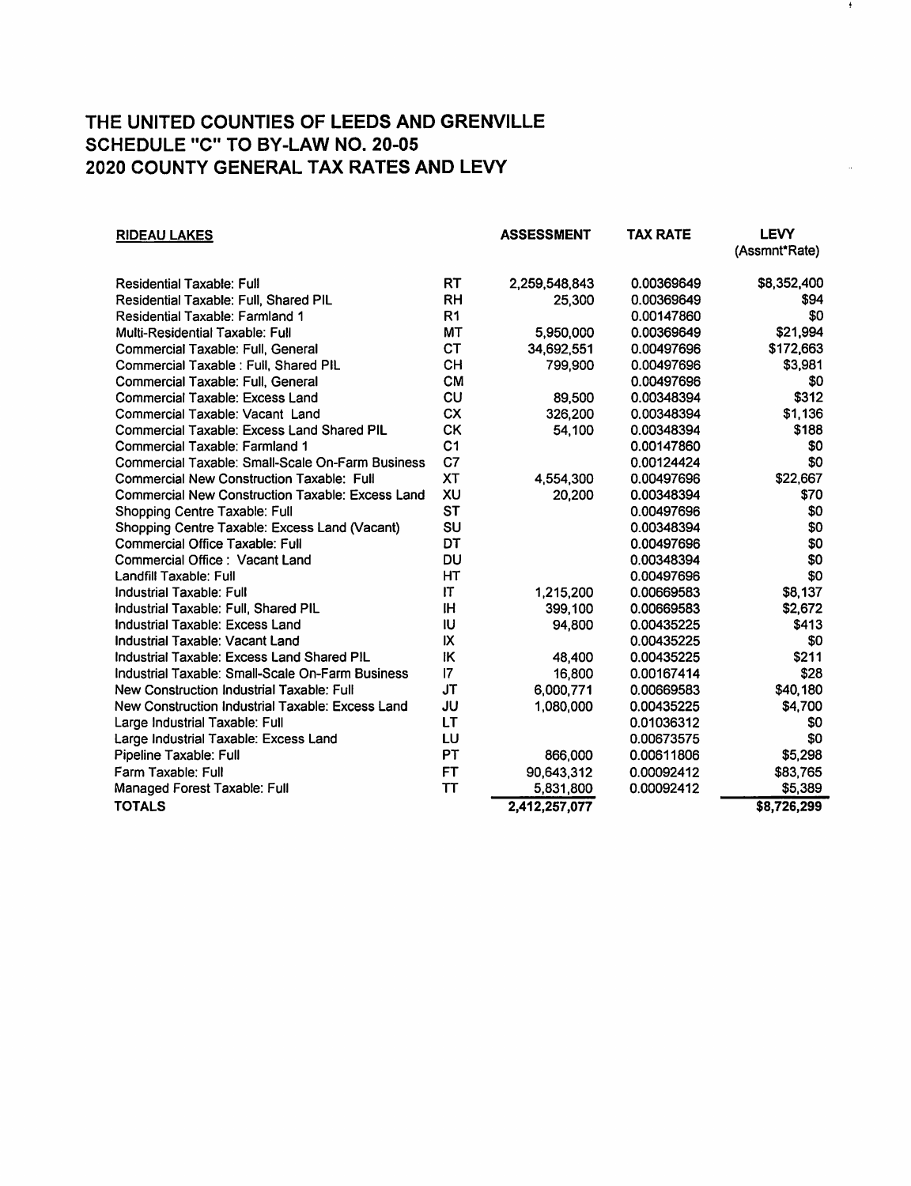# THE UNITED COUNTIES OF LEEDS AND GRENVILLE
## SCHEDULE "C" TO BY-LAW NO. 20-05
## 2020 COUNTY GENERAL TAX RATES AND LEVY

| RIDEAU LAKES | | ASSESSMENT | TAX RATE | LEVY (Assmnt*Rate) |
|---|---|---|---|---|
| Residential Taxable: Full | RT | 2,259,548,843 | 0.00369649 | $8,352,400 |
| Residential Taxable: Full, Shared PIL | RH | 25,300 | 0.00369649 | $94 |
| Residential Taxable: Farmland 1 | R1 | | 0.00147860 | $0 |
| Multi-Residential Taxable: Full | MT | 5,950,000 | 0.00369649 | $21,994 |
| Commercial Taxable: Full, General | CT | 34,692,551 | 0.00497696 | $172,663 |
| Commercial Taxable : Full, Shared PIL | CH | 799,900 | 0.00497696 | $3,981 |
| Commercial Taxable: Full, General | CM | | 0.00497696 | $0 |
| Commercial Taxable: Excess Land | CU | 89,500 | 0.00348394 | $312 |
| Commercial Taxable: Vacant Land | CX | 326,200 | 0.00348394 | $1,136 |
| Commercial Taxable: Excess Land Shared PIL | CK | 54,100 | 0.00348394 | $188 |
| Commercial Taxable: Farmland 1 | C1 | | 0.00147860 | $0 |
| Commercial Taxable: Small-Scale On-Farm Business | C7 | | 0.00124424 | $0 |
| Commercial New Construction Taxable: Full | XT | 4,554,300 | 0.00497696 | $22,667 |
| Commercial New Construction Taxable: Excess Land | XU | 20,200 | 0.00348394 | $70 |
| Shopping Centre Taxable: Full | ST | | 0.00497696 | $0 |
| Shopping Centre Taxable: Excess Land (Vacant) | SU | | 0.00348394 | $0 |
| Commercial Office Taxable: Full | DT | | 0.00497696 | $0 |
| Commercial Office : Vacant Land | DU | | 0.00348394 | $0 |
| Landfill Taxable: Full | HT | | 0.00497696 | $0 |
| Industrial Taxable: Full | IT | 1,215,200 | 0.00669583 | $8,137 |
| Industrial Taxable: Full, Shared PIL | IH | 399,100 | 0.00669583 | $2,672 |
| Industrial Taxable: Excess Land | IU | 94,800 | 0.00435225 | $413 |
| Industrial Taxable: Vacant Land | IX | | 0.00435225 | $0 |
| Industrial Taxable: Excess Land Shared PIL | IK | 48,400 | 0.00435225 | $211 |
| Industrial Taxable: Small-Scale On-Farm Business | I7 | 16,800 | 0.00167414 | $28 |
| New Construction Industrial Taxable: Full | JT | 6,000,771 | 0.00669583 | $40,180 |
| New Construction Industrial Taxable: Excess Land | JU | 1,080,000 | 0.00435225 | $4,700 |
| Large Industrial Taxable: Full | LT | | 0.01036312 | $0 |
| Large Industrial Taxable: Excess Land | LU | | 0.00673575 | $0 |
| Pipeline Taxable: Full | PT | 866,000 | 0.00611806 | $5,298 |
| Farm Taxable: Full | FT | 90,643,312 | 0.00092412 | $83,765 |
| Managed Forest Taxable: Full | TT | 5,831,800 | 0.00092412 | $5,389 |
| **TOTALS** | | **2,412,257,077** | | **$8,726,299** |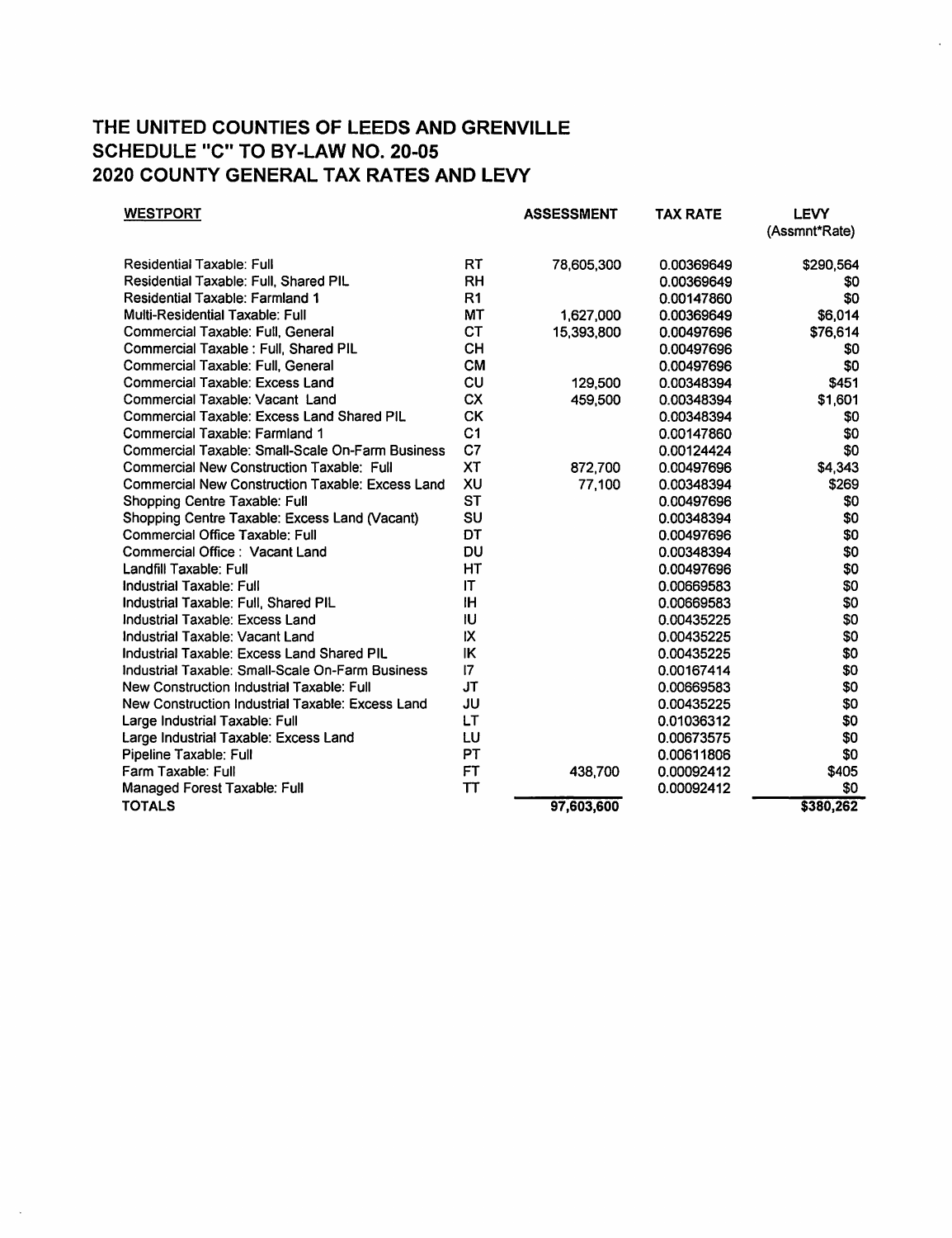# THE UNITED COUNTIES OF LEEDS AND GRENVILLE
## SCHEDULE "C" TO BY-LAW NO. 20-05
## 2020 COUNTY GENERAL TAX RATES AND LEVY

| WESTPORT | | ASSESSMENT | TAX RATE | LEVY (Assmnt*Rate) |
|---|---|---|---|---|
| Residential Taxable: Full | RT | 78,605,300 | 0.00369649 | $290,564 |
| Residential Taxable: Full, Shared PIL | RH | | 0.00369649 | $0 |
| Residential Taxable: Farmland 1 | R1 | | 0.00147860 | $0 |
| Multi-Residential Taxable: Full | MT | 1,627,000 | 0.00369649 | $6,014 |
| Commercial Taxable: Full, General | CT | 15,393,800 | 0.00497696 | $76,614 |
| Commercial Taxable : Full, Shared PIL | CH | | 0.00497696 | $0 |
| Commercial Taxable: Full, General | CM | | 0.00497696 | $0 |
| Commercial Taxable: Excess Land | CU | 129,500 | 0.00348394 | $451 |
| Commercial Taxable: Vacant Land | CX | 459,500 | 0.00348394 | $1,601 |
| Commercial Taxable: Excess Land Shared PIL | CK | | 0.00348394 | $0 |
| Commercial Taxable: Farmland 1 | C1 | | 0.00147860 | $0 |
| Commercial Taxable: Small-Scale On-Farm Business | C7 | | 0.00124424 | $0 |
| Commercial New Construction Taxable: Full | XT | 872,700 | 0.00497696 | $4,343 |
| Commercial New Construction Taxable: Excess Land | XU | 77,100 | 0.00348394 | $269 |
| Shopping Centre Taxable: Full | ST | | 0.00497696 | $0 |
| Shopping Centre Taxable: Excess Land (Vacant) | SU | | 0.00348394 | $0 |
| Commercial Office Taxable: Full | DT | | 0.00497696 | $0 |
| Commercial Office : Vacant Land | DU | | 0.00348394 | $0 |
| Landfill Taxable: Full | HT | | 0.00497696 | $0 |
| Industrial Taxable: Full | IT | | 0.00669583 | $0 |
| Industrial Taxable: Full, Shared PIL | IH | | 0.00669583 | $0 |
| Industrial Taxable: Excess Land | IU | | 0.00435225 | $0 |
| Industrial Taxable: Vacant Land | IX | | 0.00435225 | $0 |
| Industrial Taxable: Excess Land Shared PIL | IK | | 0.00435225 | $0 |
| Industrial Taxable: Small-Scale On-Farm Business | I7 | | 0.00167414 | $0 |
| New Construction Industrial Taxable: Full | JT | | 0.00669583 | $0 |
| New Construction Industrial Taxable: Excess Land | JU | | 0.00435225 | $0 |
| Large Industrial Taxable: Full | LT | | 0.01036312 | $0 |
| Large Industrial Taxable: Excess Land | LU | | 0.00673575 | $0 |
| Pipeline Taxable: Full | PT | | 0.00611806 | $0 |
| Farm Taxable: Full | FT | 438,700 | 0.00092412 | $405 |
| Managed Forest Taxable: Full | TT | | 0.00092412 | $0 |
| TOTALS | | 97,603,600 | | $380,262 |